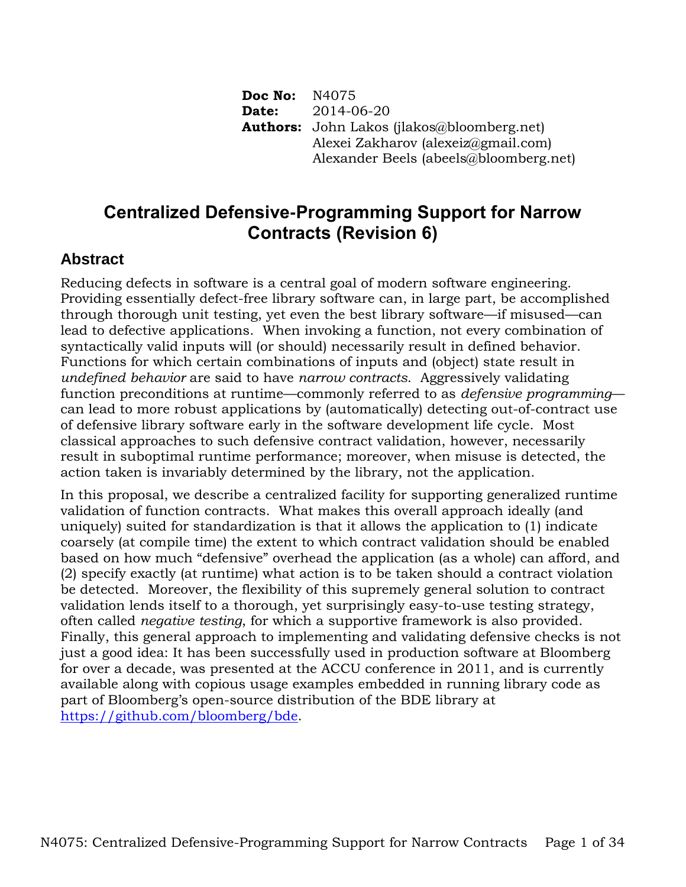**Doc No:** N4075
**Date:** 2014-06-20
**Authors:** John Lakos (jlakos@bloomberg.net)
Alexei Zakharov (alexeiz@gmail.com)
Alexander Beels (abeels@bloomberg.net)

# Centralized Defensive-Programming Support for Narrow Contracts (Revision 6)

## Abstract

Reducing defects in software is a central goal of modern software engineering. Providing essentially defect-free library software can, in large part, be accomplished through thorough unit testing, yet even the best library software—if misused—can lead to defective applications. When invoking a function, not every combination of syntactically valid inputs will (or should) necessarily result in defined behavior. Functions for which certain combinations of inputs and (object) state result in *undefined behavior* are said to have *narrow contracts*. Aggressively validating function preconditions at runtime—commonly referred to as *defensive programming*—can lead to more robust applications by (automatically) detecting out-of-contract use of defensive library software early in the software development life cycle. Most classical approaches to such defensive contract validation, however, necessarily result in suboptimal runtime performance; moreover, when misuse is detected, the action taken is invariably determined by the library, not the application.

In this proposal, we describe a centralized facility for supporting generalized runtime validation of function contracts. What makes this overall approach ideally (and uniquely) suited for standardization is that it allows the application to (1) indicate coarsely (at compile time) the extent to which contract validation should be enabled based on how much "defensive" overhead the application (as a whole) can afford, and (2) specify exactly (at runtime) what action is to be taken should a contract violation be detected. Moreover, the flexibility of this supremely general solution to contract validation lends itself to a thorough, yet surprisingly easy-to-use testing strategy, often called *negative testing*, for which a supportive framework is also provided. Finally, this general approach to implementing and validating defensive checks is not just a good idea: It has been successfully used in production software at Bloomberg for over a decade, was presented at the ACCU conference in 2011, and is currently available along with copious usage examples embedded in running library code as part of Bloomberg's open-source distribution of the BDE library at https://github.com/bloomberg/bde.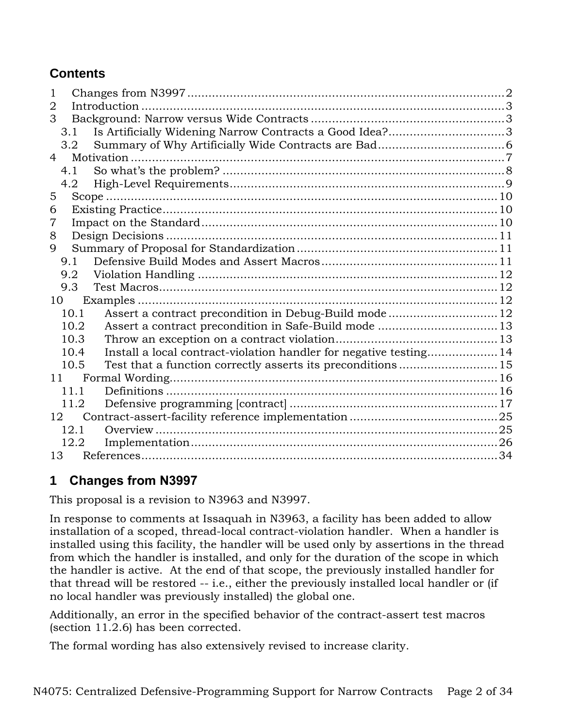## Contents

1 Changes from N3997 ....... 2
2 Introduction ....... 3
3 Background: Narrow versus Wide Contracts ....... 3
  3.1 Is Artificially Widening Narrow Contracts a Good Idea? ....... 3
  3.2 Summary of Why Artificially Wide Contracts are Bad ....... 6
4 Motivation ....... 7
  4.1 So what's the problem? ....... 8
  4.2 High-Level Requirements ....... 9
5 Scope ....... 10
6 Existing Practice ....... 10
7 Impact on the Standard ....... 10
8 Design Decisions ....... 11
9 Summary of Proposal for Standardization ....... 11
  9.1 Defensive Build Modes and Assert Macros ....... 11
  9.2 Violation Handling ....... 12
  9.3 Test Macros ....... 12
10 Examples ....... 12
  10.1 Assert a contract precondition in Debug-Build mode ....... 12
  10.2 Assert a contract precondition in Safe-Build mode ....... 13
  10.3 Throw an exception on a contract violation ....... 13
  10.4 Install a local contract-violation handler for negative testing ....... 14
  10.5 Test that a function correctly asserts its preconditions ....... 15
11 Formal Wording ....... 16
  11.1 Definitions ....... 16
  11.2 Defensive programming [contract] ....... 17
12 Contract-assert-facility reference implementation ....... 25
  12.1 Overview ....... 25
  12.2 Implementation ....... 26
13 References ....... 34

## 1 Changes from N3997

This proposal is a revision to N3963 and N3997.

In response to comments at Issaquah in N3963, a facility has been added to allow installation of a scoped, thread-local contract-violation handler. When a handler is installed using this facility, the handler will be used only by assertions in the thread from which the handler is installed, and only for the duration of the scope in which the handler is active. At the end of that scope, the previously installed handler for that thread will be restored -- i.e., either the previously installed local handler or (if no local handler was previously installed) the global one.

Additionally, an error in the specified behavior of the contract-assert test macros (section 11.2.6) has been corrected.

The formal wording has also extensively revised to increase clarity.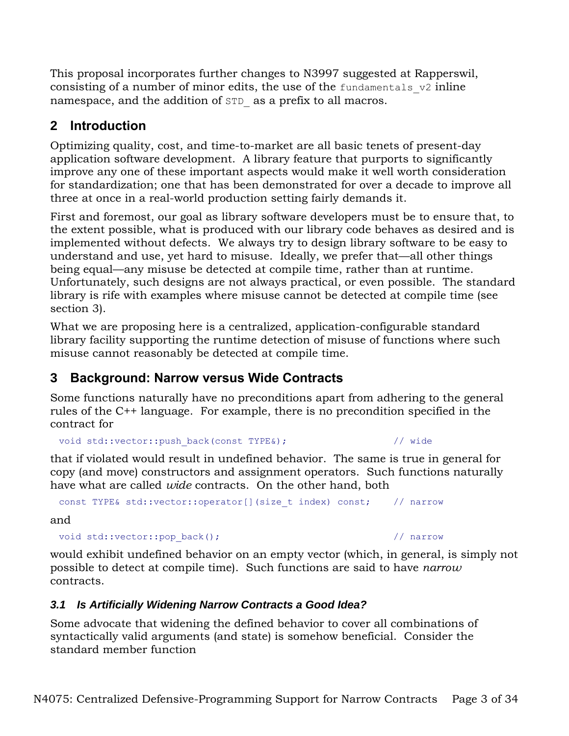This proposal incorporates further changes to N3997 suggested at Rapperswil, consisting of a number of minor edits, the use of the `fundamentals_v2` inline namespace, and the addition of `STD_` as a prefix to all macros.

## 2 Introduction

Optimizing quality, cost, and time-to-market are all basic tenets of present-day application software development. A library feature that purports to significantly improve any one of these important aspects would make it well worth consideration for standardization; one that has been demonstrated for over a decade to improve all three at once in a real-world production setting fairly demands it.

First and foremost, our goal as library software developers must be to ensure that, to the extent possible, what is produced with our library code behaves as desired and is implemented without defects. We always try to design library software to be easy to understand and use, yet hard to misuse. Ideally, we prefer that—all other things being equal—any misuse be detected at compile time, rather than at runtime. Unfortunately, such designs are not always practical, or even possible. The standard library is rife with examples where misuse cannot be detected at compile time (see section 3).

What we are proposing here is a centralized, application-configurable standard library facility supporting the runtime detection of misuse of functions where such misuse cannot reasonably be detected at compile time.

## 3 Background: Narrow versus Wide Contracts

Some functions naturally have no preconditions apart from adhering to the general rules of the C++ language. For example, there is no precondition specified in the contract for

```
void std::vector::push_back(const TYPE&);                    // wide
```

that if violated would result in undefined behavior. The same is true in general for copy (and move) constructors and assignment operators. Such functions naturally have what are called *wide* contracts. On the other hand, both

```
const TYPE& std::vector::operator[](size_t index) const;    // narrow
```

and

```
void std::vector::pop_back();                                // narrow
```

would exhibit undefined behavior on an empty vector (which, in general, is simply not possible to detect at compile time). Such functions are said to have *narrow* contracts.

### *3.1 Is Artificially Widening Narrow Contracts a Good Idea?*

Some advocate that widening the defined behavior to cover all combinations of syntactically valid arguments (and state) is somehow beneficial. Consider the standard member function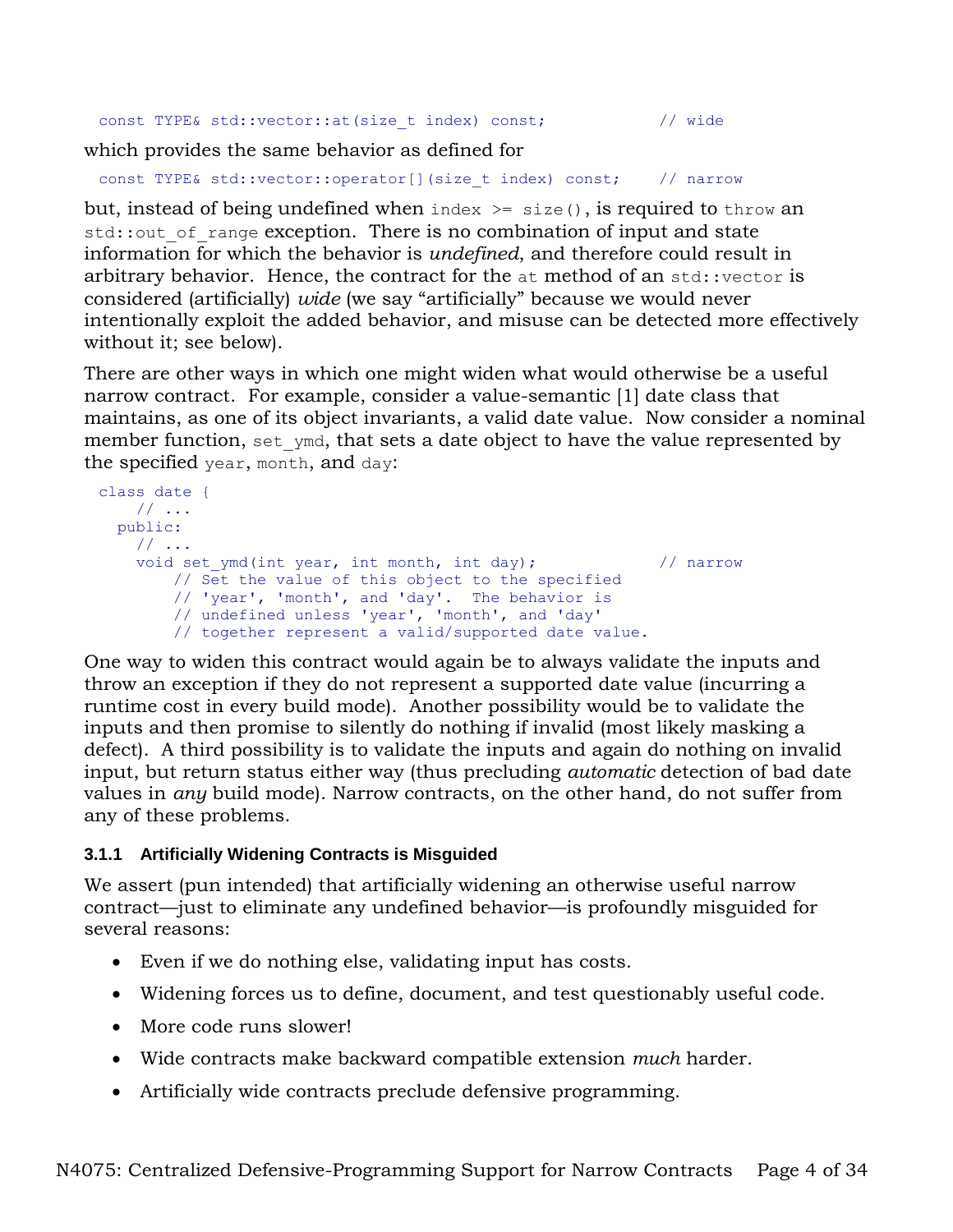```
const TYPE& std::vector::at(size_t index) const;           // wide
```

which provides the same behavior as defined for

```
const TYPE& std::vector::operator[](size_t index) const;    // narrow
```

but, instead of being undefined when `index >= size()`, is required to `throw` an `std::out_of_range` exception. There is no combination of input and state information for which the behavior is *undefined*, and therefore could result in arbitrary behavior. Hence, the contract for the `at` method of an `std::vector` is considered (artificially) *wide* (we say "artificially" because we would never intentionally exploit the added behavior, and misuse can be detected more effectively without it; see below).

There are other ways in which one might widen what would otherwise be a useful narrow contract. For example, consider a value-semantic [1] date class that maintains, as one of its object invariants, a valid date value. Now consider a nominal member function, `set_ymd`, that sets a date object to have the value represented by the specified `year`, `month`, and `day`:

```
class date {
    // ...
  public:
    // ...
    void set_ymd(int year, int month, int day);            // narrow
        // Set the value of this object to the specified
        // 'year', 'month', and 'day'.  The behavior is
        // undefined unless 'year', 'month', and 'day'
        // together represent a valid/supported date value.
```

One way to widen this contract would again be to always validate the inputs and throw an exception if they do not represent a supported date value (incurring a runtime cost in every build mode). Another possibility would be to validate the inputs and then promise to silently do nothing if invalid (most likely masking a defect). A third possibility is to validate the inputs and again do nothing on invalid input, but return status either way (thus precluding *automatic* detection of bad date values in *any* build mode). Narrow contracts, on the other hand, do not suffer from any of these problems.

### 3.1.1 Artificially Widening Contracts is Misguided

We assert (pun intended) that artificially widening an otherwise useful narrow contract—just to eliminate any undefined behavior—is profoundly misguided for several reasons:

- Even if we do nothing else, validating input has costs.
- Widening forces us to define, document, and test questionably useful code.
- More code runs slower!
- Wide contracts make backward compatible extension *much* harder.
- Artificially wide contracts preclude defensive programming.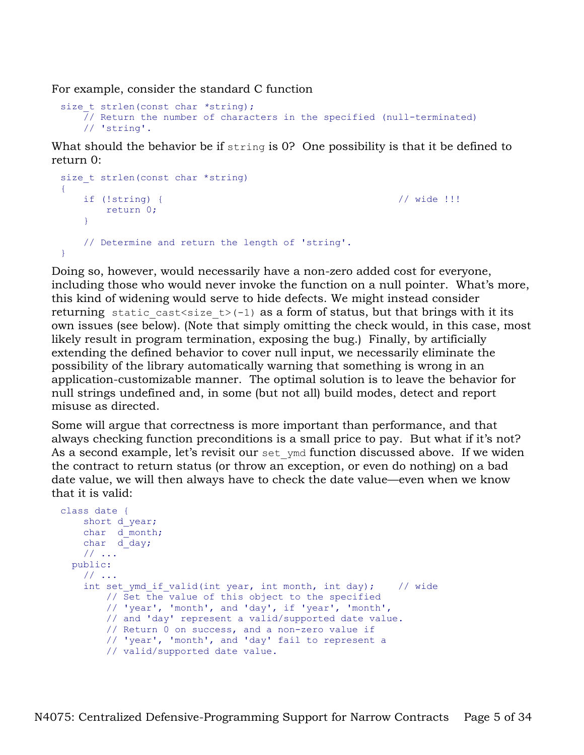For example, consider the standard C function

```
size_t strlen(const char *string);
    // Return the number of characters in the specified (null-terminated)
    // 'string'.
```

What should the behavior be if `string` is 0? One possibility is that it be defined to return 0:

```
size_t strlen(const char *string)
{
    if (!string) {                                          // wide !!!
        return 0;
    }

    // Determine and return the length of 'string'.
}
```

Doing so, however, would necessarily have a non-zero added cost for everyone, including those who would never invoke the function on a null pointer. What's more, this kind of widening would serve to hide defects. We might instead consider returning `static_cast<size_t>(-1)` as a form of status, but that brings with it its own issues (see below). (Note that simply omitting the check would, in this case, most likely result in program termination, exposing the bug.) Finally, by artificially extending the defined behavior to cover null input, we necessarily eliminate the possibility of the library automatically warning that something is wrong in an application-customizable manner. The optimal solution is to leave the behavior for null strings undefined and, in some (but not all) build modes, detect and report misuse as directed.

Some will argue that correctness is more important than performance, and that always checking function preconditions is a small price to pay. But what if it's not? As a second example, let's revisit our `set_ymd` function discussed above. If we widen the contract to return status (or throw an exception, or even do nothing) on a bad date value, we will then always have to check the date value—even when we know that it is valid:

```
class date {
    short d_year;
    char  d_month;
    char  d_day;
    // ...
  public:
    // ...
    int set_ymd_if_valid(int year, int month, int day);    // wide
        // Set the value of this object to the specified
        // 'year', 'month', and 'day', if 'year', 'month',
        // and 'day' represent a valid/supported date value.
        // Return 0 on success, and a non-zero value if
        // 'year', 'month', and 'day' fail to represent a
        // valid/supported date value.
```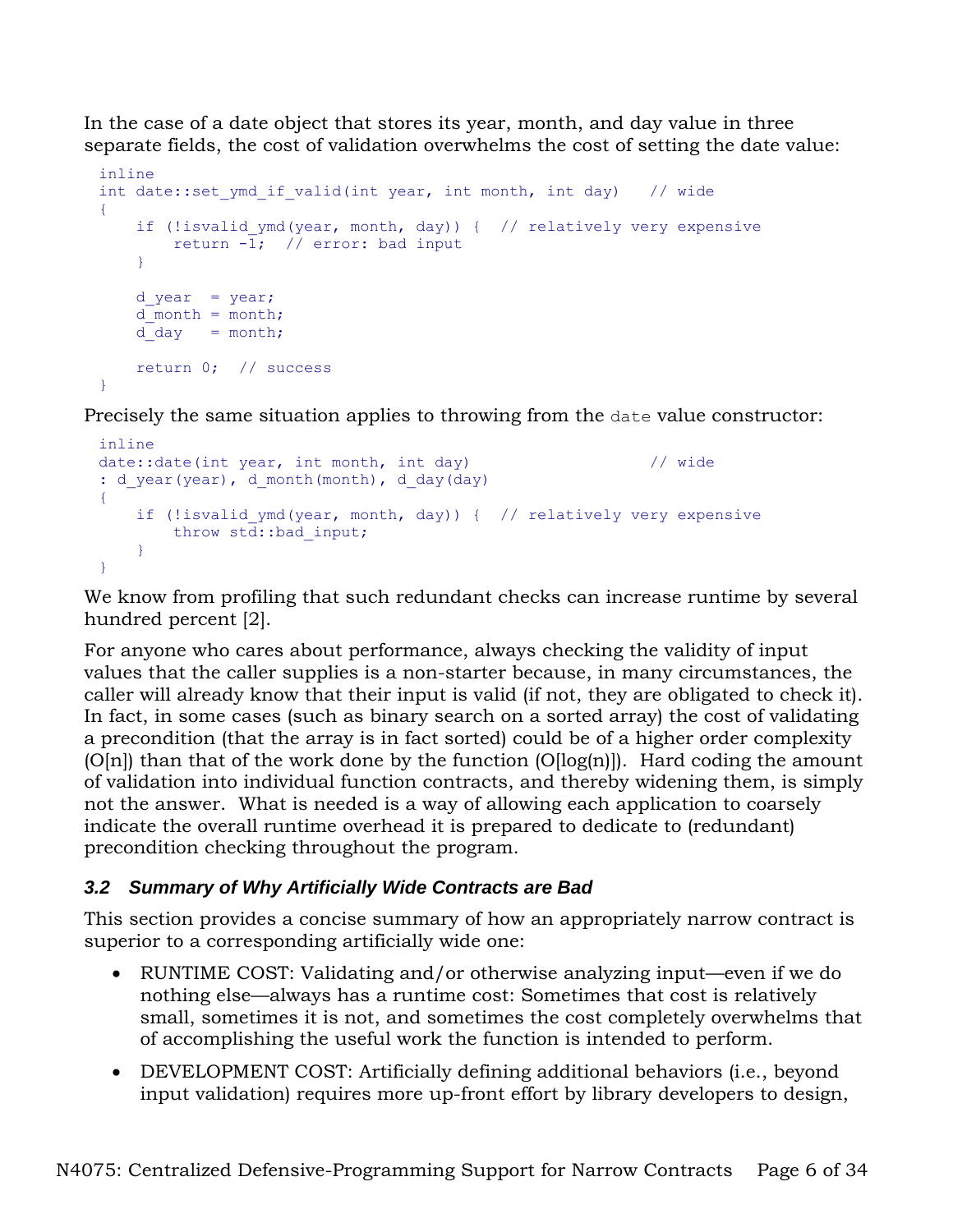In the case of a date object that stores its year, month, and day value in three separate fields, the cost of validation overwhelms the cost of setting the date value:

```
inline
int date::set_ymd_if_valid(int year, int month, int day)   // wide
{
    if (!isvalid_ymd(year, month, day)) {  // relatively very expensive
        return -1;  // error: bad input
    }

    d_year  = year;
    d_month = month;
    d_day   = month;

    return 0;  // success
}
```

Precisely the same situation applies to throwing from the `date` value constructor:

```
inline
date::date(int year, int month, int day)                    // wide
: d_year(year), d_month(month), d_day(day)
{
    if (!isvalid_ymd(year, month, day)) {  // relatively very expensive
        throw std::bad_input;
    }
}
```

We know from profiling that such redundant checks can increase runtime by several hundred percent [2].

For anyone who cares about performance, always checking the validity of input values that the caller supplies is a non-starter because, in many circumstances, the caller will already know that their input is valid (if not, they are obligated to check it). In fact, in some cases (such as binary search on a sorted array) the cost of validating a precondition (that the array is in fact sorted) could be of a higher order complexity (O[n]) than that of the work done by the function (O[log(n)]). Hard coding the amount of validation into individual function contracts, and thereby widening them, is simply not the answer. What is needed is a way of allowing each application to coarsely indicate the overall runtime overhead it is prepared to dedicate to (redundant) precondition checking throughout the program.

### *3.2 Summary of Why Artificially Wide Contracts are Bad*

This section provides a concise summary of how an appropriately narrow contract is superior to a corresponding artificially wide one:

- RUNTIME COST: Validating and/or otherwise analyzing input—even if we do nothing else—always has a runtime cost: Sometimes that cost is relatively small, sometimes it is not, and sometimes the cost completely overwhelms that of accomplishing the useful work the function is intended to perform.
- DEVELOPMENT COST: Artificially defining additional behaviors (i.e., beyond input validation) requires more up-front effort by library developers to design,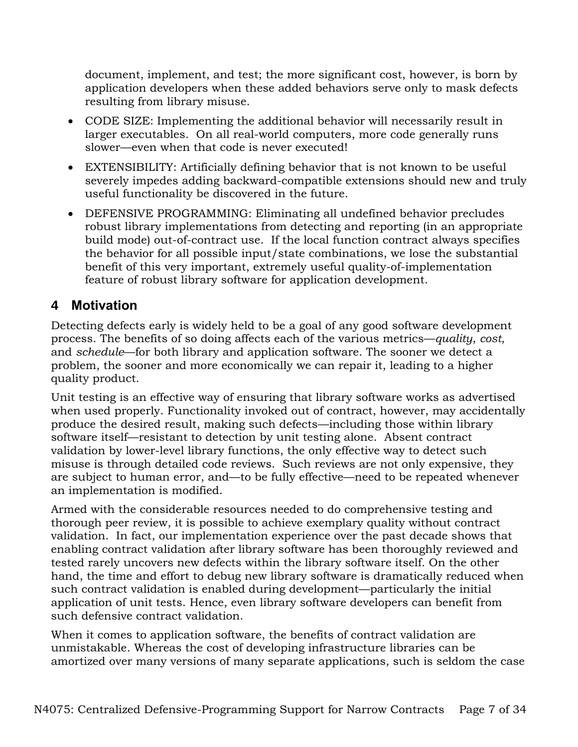document, implement, and test; the more significant cost, however, is born by application developers when these added behaviors serve only to mask defects resulting from library misuse.

- CODE SIZE: Implementing the additional behavior will necessarily result in larger executables. On all real-world computers, more code generally runs slower—even when that code is never executed!
- EXTENSIBILITY: Artificially defining behavior that is not known to be useful severely impedes adding backward-compatible extensions should new and truly useful functionality be discovered in the future.
- DEFENSIVE PROGRAMMING: Eliminating all undefined behavior precludes robust library implementations from detecting and reporting (in an appropriate build mode) out-of-contract use. If the local function contract always specifies the behavior for all possible input/state combinations, we lose the substantial benefit of this very important, extremely useful quality-of-implementation feature of robust library software for application development.

## 4 Motivation

Detecting defects early is widely held to be a goal of any good software development process. The benefits of so doing affects each of the various metrics—*quality*, *cost*, and *schedule*—for both library and application software. The sooner we detect a problem, the sooner and more economically we can repair it, leading to a higher quality product.

Unit testing is an effective way of ensuring that library software works as advertised when used properly. Functionality invoked out of contract, however, may accidentally produce the desired result, making such defects—including those within library software itself—resistant to detection by unit testing alone. Absent contract validation by lower-level library functions, the only effective way to detect such misuse is through detailed code reviews. Such reviews are not only expensive, they are subject to human error, and—to be fully effective—need to be repeated whenever an implementation is modified.

Armed with the considerable resources needed to do comprehensive testing and thorough peer review, it is possible to achieve exemplary quality without contract validation. In fact, our implementation experience over the past decade shows that enabling contract validation after library software has been thoroughly reviewed and tested rarely uncovers new defects within the library software itself. On the other hand, the time and effort to debug new library software is dramatically reduced when such contract validation is enabled during development—particularly the initial application of unit tests. Hence, even library software developers can benefit from such defensive contract validation.

When it comes to application software, the benefits of contract validation are unmistakable. Whereas the cost of developing infrastructure libraries can be amortized over many versions of many separate applications, such is seldom the case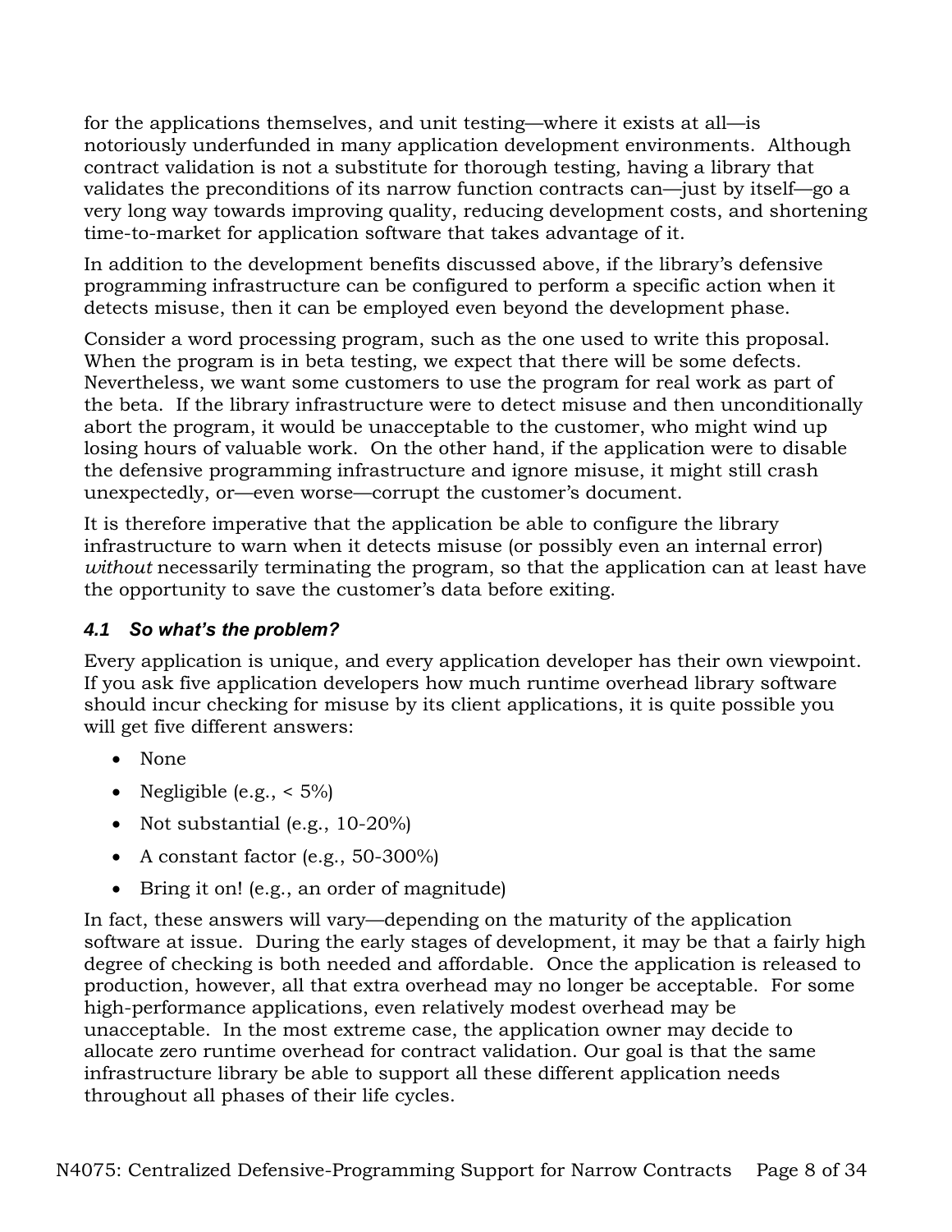for the applications themselves, and unit testing—where it exists at all—is notoriously underfunded in many application development environments. Although contract validation is not a substitute for thorough testing, having a library that validates the preconditions of its narrow function contracts can—just by itself—go a very long way towards improving quality, reducing development costs, and shortening time-to-market for application software that takes advantage of it.

In addition to the development benefits discussed above, if the library's defensive programming infrastructure can be configured to perform a specific action when it detects misuse, then it can be employed even beyond the development phase.

Consider a word processing program, such as the one used to write this proposal. When the program is in beta testing, we expect that there will be some defects. Nevertheless, we want some customers to use the program for real work as part of the beta. If the library infrastructure were to detect misuse and then unconditionally abort the program, it would be unacceptable to the customer, who might wind up losing hours of valuable work. On the other hand, if the application were to disable the defensive programming infrastructure and ignore misuse, it might still crash unexpectedly, or—even worse—corrupt the customer's document.

It is therefore imperative that the application be able to configure the library infrastructure to warn when it detects misuse (or possibly even an internal error) *without* necessarily terminating the program, so that the application can at least have the opportunity to save the customer's data before exiting.

### *4.1 So what's the problem?*

Every application is unique, and every application developer has their own viewpoint. If you ask five application developers how much runtime overhead library software should incur checking for misuse by its client applications, it is quite possible you will get five different answers:

- None
- Negligible (e.g., < 5%)
- Not substantial (e.g., 10-20%)
- A constant factor (e.g., 50-300%)
- Bring it on! (e.g., an order of magnitude)

In fact, these answers will vary—depending on the maturity of the application software at issue. During the early stages of development, it may be that a fairly high degree of checking is both needed and affordable. Once the application is released to production, however, all that extra overhead may no longer be acceptable. For some high-performance applications, even relatively modest overhead may be unacceptable. In the most extreme case, the application owner may decide to allocate zero runtime overhead for contract validation. Our goal is that the same infrastructure library be able to support all these different application needs throughout all phases of their life cycles.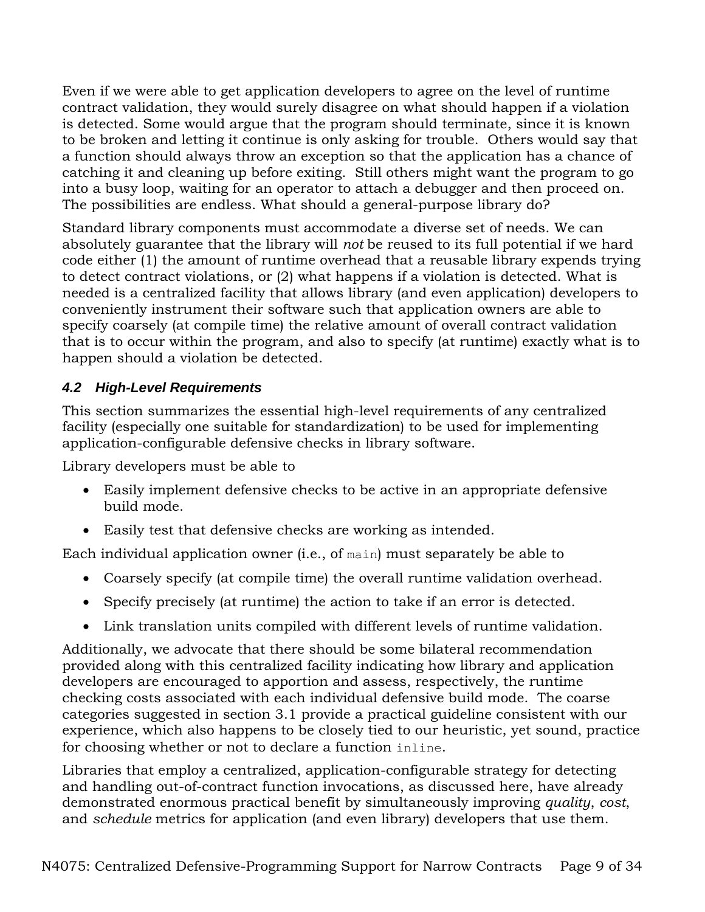Even if we were able to get application developers to agree on the level of runtime contract validation, they would surely disagree on what should happen if a violation is detected. Some would argue that the program should terminate, since it is known to be broken and letting it continue is only asking for trouble. Others would say that a function should always throw an exception so that the application has a chance of catching it and cleaning up before exiting. Still others might want the program to go into a busy loop, waiting for an operator to attach a debugger and then proceed on. The possibilities are endless. What should a general-purpose library do?

Standard library components must accommodate a diverse set of needs. We can absolutely guarantee that the library will *not* be reused to its full potential if we hard code either (1) the amount of runtime overhead that a reusable library expends trying to detect contract violations, or (2) what happens if a violation is detected. What is needed is a centralized facility that allows library (and even application) developers to conveniently instrument their software such that application owners are able to specify coarsely (at compile time) the relative amount of overall contract validation that is to occur within the program, and also to specify (at runtime) exactly what is to happen should a violation be detected.

### *4.2 High-Level Requirements*

This section summarizes the essential high-level requirements of any centralized facility (especially one suitable for standardization) to be used for implementing application-configurable defensive checks in library software.

Library developers must be able to

- Easily implement defensive checks to be active in an appropriate defensive build mode.
- Easily test that defensive checks are working as intended.

Each individual application owner (i.e., of `main`) must separately be able to

- Coarsely specify (at compile time) the overall runtime validation overhead.
- Specify precisely (at runtime) the action to take if an error is detected.
- Link translation units compiled with different levels of runtime validation.

Additionally, we advocate that there should be some bilateral recommendation provided along with this centralized facility indicating how library and application developers are encouraged to apportion and assess, respectively, the runtime checking costs associated with each individual defensive build mode. The coarse categories suggested in section 3.1 provide a practical guideline consistent with our experience, which also happens to be closely tied to our heuristic, yet sound, practice for choosing whether or not to declare a function `inline`.

Libraries that employ a centralized, application-configurable strategy for detecting and handling out-of-contract function invocations, as discussed here, have already demonstrated enormous practical benefit by simultaneously improving *quality*, *cost*, and *schedule* metrics for application (and even library) developers that use them.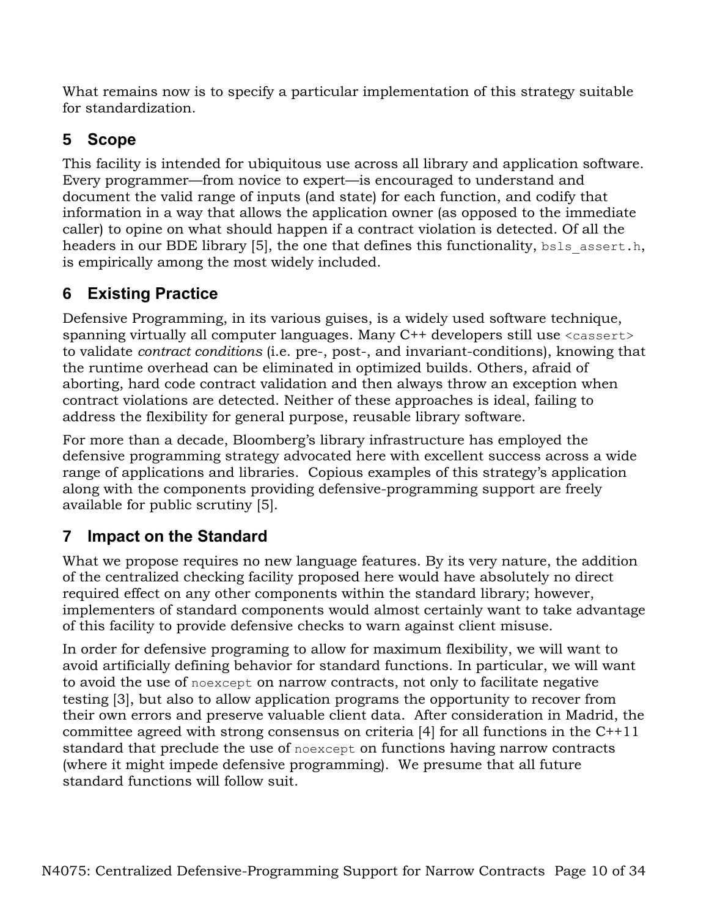What remains now is to specify a particular implementation of this strategy suitable for standardization.

## 5 Scope

This facility is intended for ubiquitous use across all library and application software. Every programmer—from novice to expert—is encouraged to understand and document the valid range of inputs (and state) for each function, and codify that information in a way that allows the application owner (as opposed to the immediate caller) to opine on what should happen if a contract violation is detected. Of all the headers in our BDE library [5], the one that defines this functionality, `bsls_assert.h`, is empirically among the most widely included.

## 6 Existing Practice

Defensive Programming, in its various guises, is a widely used software technique, spanning virtually all computer languages. Many C++ developers still use `<cassert>` to validate *contract conditions* (i.e. pre-, post-, and invariant-conditions), knowing that the runtime overhead can be eliminated in optimized builds. Others, afraid of aborting, hard code contract validation and then always throw an exception when contract violations are detected. Neither of these approaches is ideal, failing to address the flexibility for general purpose, reusable library software.

For more than a decade, Bloomberg's library infrastructure has employed the defensive programming strategy advocated here with excellent success across a wide range of applications and libraries. Copious examples of this strategy's application along with the components providing defensive-programming support are freely available for public scrutiny [5].

## 7 Impact on the Standard

What we propose requires no new language features. By its very nature, the addition of the centralized checking facility proposed here would have absolutely no direct required effect on any other components within the standard library; however, implementers of standard components would almost certainly want to take advantage of this facility to provide defensive checks to warn against client misuse.

In order for defensive programing to allow for maximum flexibility, we will want to avoid artificially defining behavior for standard functions. In particular, we will want to avoid the use of `noexcept` on narrow contracts, not only to facilitate negative testing [3], but also to allow application programs the opportunity to recover from their own errors and preserve valuable client data. After consideration in Madrid, the committee agreed with strong consensus on criteria [4] for all functions in the C++11 standard that preclude the use of `noexcept` on functions having narrow contracts (where it might impede defensive programming). We presume that all future standard functions will follow suit.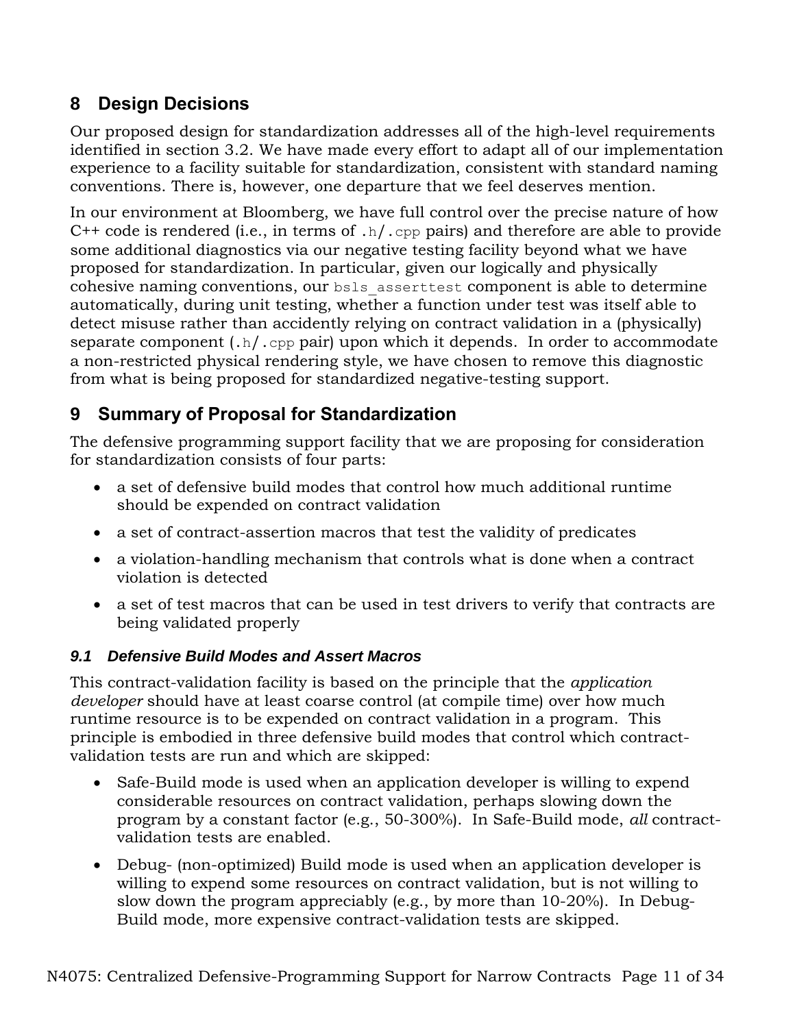# 8 Design Decisions

Our proposed design for standardization addresses all of the high-level requirements identified in section 3.2. We have made every effort to adapt all of our implementation experience to a facility suitable for standardization, consistent with standard naming conventions. There is, however, one departure that we feel deserves mention.

In our environment at Bloomberg, we have full control over the precise nature of how C++ code is rendered (i.e., in terms of `.h`/`.cpp` pairs) and therefore are able to provide some additional diagnostics via our negative testing facility beyond what we have proposed for standardization. In particular, given our logically and physically cohesive naming conventions, our `bsls_asserttest` component is able to determine automatically, during unit testing, whether a function under test was itself able to detect misuse rather than accidently relying on contract validation in a (physically) separate component (`.h`/`.cpp` pair) upon which it depends. In order to accommodate a non-restricted physical rendering style, we have chosen to remove this diagnostic from what is being proposed for standardized negative-testing support.

# 9 Summary of Proposal for Standardization

The defensive programming support facility that we are proposing for consideration for standardization consists of four parts:

- a set of defensive build modes that control how much additional runtime should be expended on contract validation
- a set of contract-assertion macros that test the validity of predicates
- a violation-handling mechanism that controls what is done when a contract violation is detected
- a set of test macros that can be used in test drivers to verify that contracts are being validated properly

## *9.1 Defensive Build Modes and Assert Macros*

This contract-validation facility is based on the principle that the *application developer* should have at least coarse control (at compile time) over how much runtime resource is to be expended on contract validation in a program. This principle is embodied in three defensive build modes that control which contract-validation tests are run and which are skipped:

- Safe-Build mode is used when an application developer is willing to expend considerable resources on contract validation, perhaps slowing down the program by a constant factor (e.g., 50-300%). In Safe-Build mode, *all* contract-validation tests are enabled.
- Debug- (non-optimized) Build mode is used when an application developer is willing to expend some resources on contract validation, but is not willing to slow down the program appreciably (e.g., by more than 10-20%). In Debug-Build mode, more expensive contract-validation tests are skipped.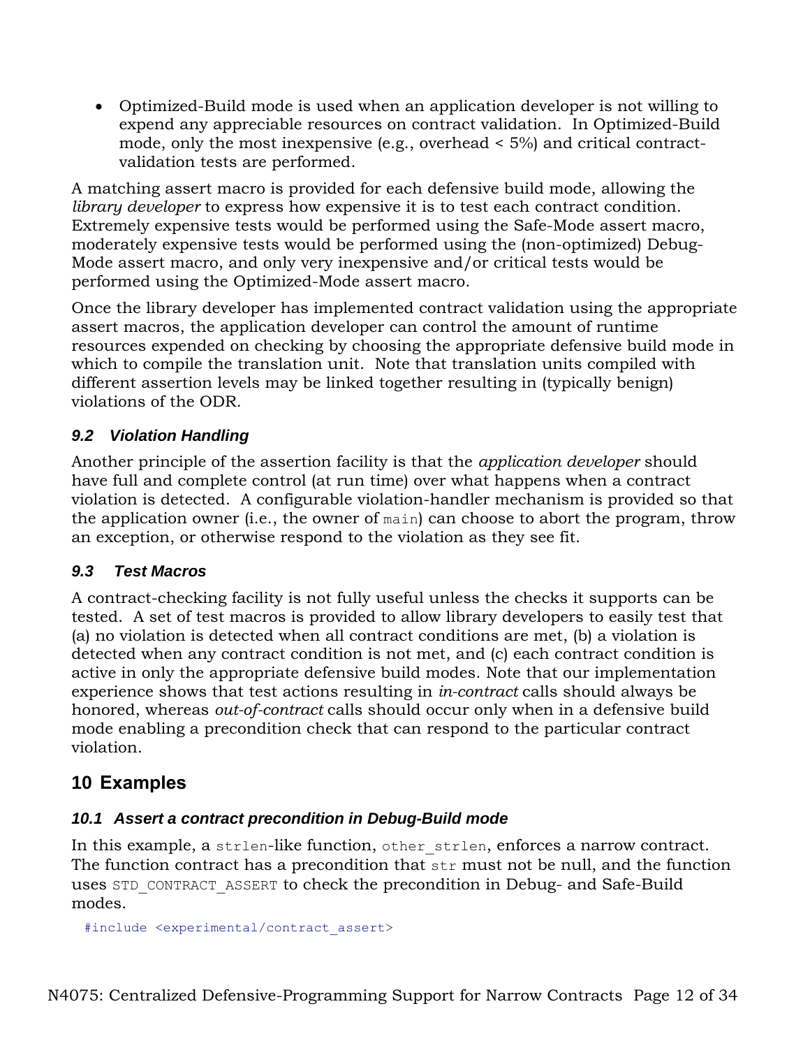- Optimized-Build mode is used when an application developer is not willing to expend any appreciable resources on contract validation. In Optimized-Build mode, only the most inexpensive (e.g., overhead < 5%) and critical contract-validation tests are performed.

A matching assert macro is provided for each defensive build mode, allowing the *library developer* to express how expensive it is to test each contract condition. Extremely expensive tests would be performed using the Safe-Mode assert macro, moderately expensive tests would be performed using the (non-optimized) Debug-Mode assert macro, and only very inexpensive and/or critical tests would be performed using the Optimized-Mode assert macro.

Once the library developer has implemented contract validation using the appropriate assert macros, the application developer can control the amount of runtime resources expended on checking by choosing the appropriate defensive build mode in which to compile the translation unit. Note that translation units compiled with different assertion levels may be linked together resulting in (typically benign) violations of the ODR.

### 9.2 Violation Handling

Another principle of the assertion facility is that the *application developer* should have full and complete control (at run time) over what happens when a contract violation is detected. A configurable violation-handler mechanism is provided so that the application owner (i.e., the owner of `main`) can choose to abort the program, throw an exception, or otherwise respond to the violation as they see fit.

### 9.3 Test Macros

A contract-checking facility is not fully useful unless the checks it supports can be tested. A set of test macros is provided to allow library developers to easily test that (a) no violation is detected when all contract conditions are met, (b) a violation is detected when any contract condition is not met, and (c) each contract condition is active in only the appropriate defensive build modes. Note that our implementation experience shows that test actions resulting in *in-contract* calls should always be honored, whereas *out-of-contract* calls should occur only when in a defensive build mode enabling a precondition check that can respond to the particular contract violation.

## 10 Examples

### 10.1 Assert a contract precondition in Debug-Build mode

In this example, a `strlen`-like function, `other_strlen`, enforces a narrow contract. The function contract has a precondition that `str` must not be null, and the function uses `STD_CONTRACT_ASSERT` to check the precondition in Debug- and Safe-Build modes.

```
#include <experimental/contract_assert>
```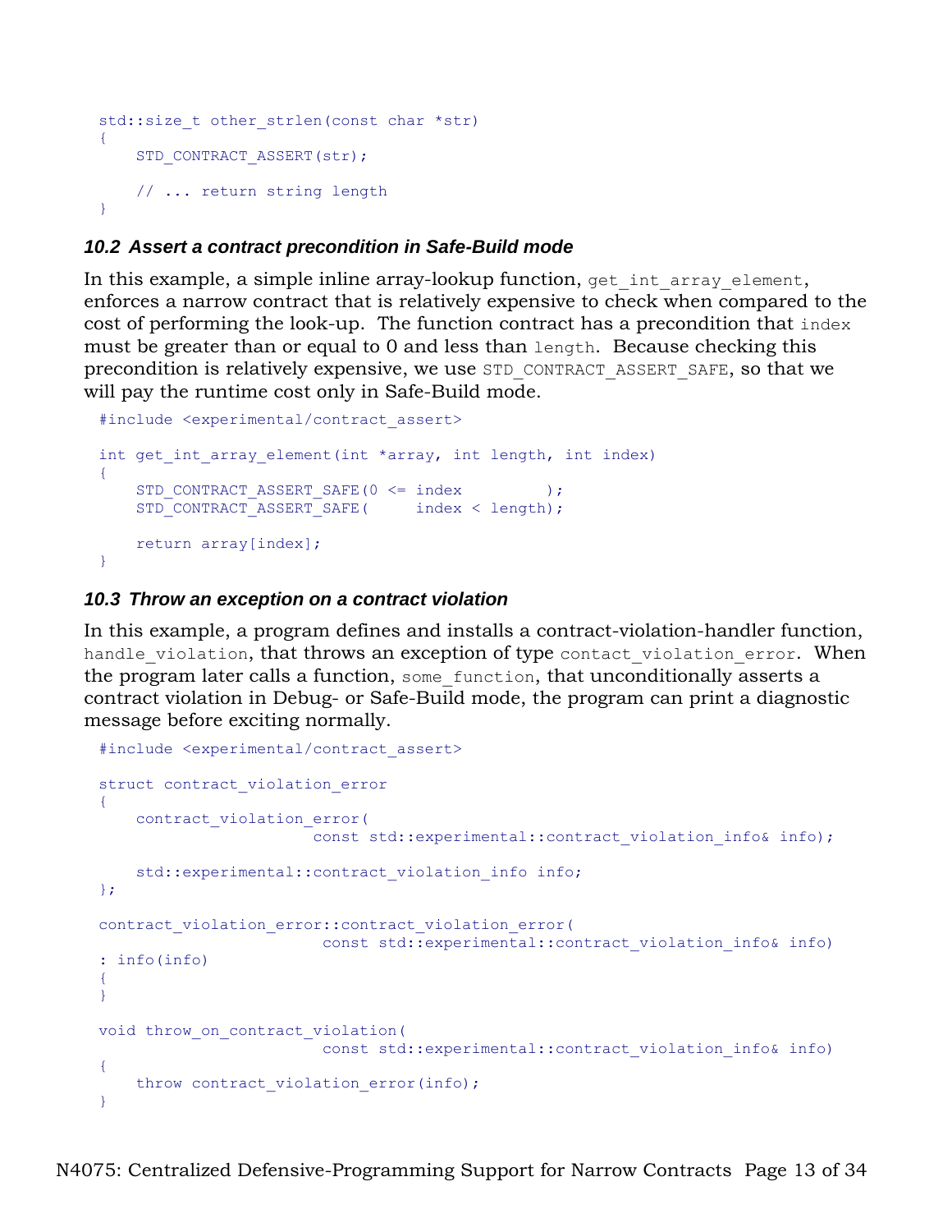```
std::size_t other_strlen(const char *str)
{
    STD_CONTRACT_ASSERT(str);

    // ... return string length
}
```

### 10.2 Assert a contract precondition in Safe-Build mode

In this example, a simple inline array-lookup function, `get_int_array_element`, enforces a narrow contract that is relatively expensive to check when compared to the cost of performing the look-up. The function contract has a precondition that `index` must be greater than or equal to 0 and less than `length`. Because checking this precondition is relatively expensive, we use `STD_CONTRACT_ASSERT_SAFE`, so that we will pay the runtime cost only in Safe-Build mode.

```
#include <experimental/contract_assert>

int get_int_array_element(int *array, int length, int index)
{
    STD_CONTRACT_ASSERT_SAFE(0 <= index         );
    STD_CONTRACT_ASSERT_SAFE(     index < length);

    return array[index];
}
```

### 10.3 Throw an exception on a contract violation

In this example, a program defines and installs a contract-violation-handler function, `handle_violation`, that throws an exception of type `contract_violation_error`. When the program later calls a function, `some_function`, that unconditionally asserts a contract violation in Debug- or Safe-Build mode, the program can print a diagnostic message before exciting normally.

```
#include <experimental/contract_assert>

struct contract_violation_error
{
    contract_violation_error(
                        const std::experimental::contract_violation_info& info);

    std::experimental::contract_violation_info info;
};

contract_violation_error::contract_violation_error(
                        const std::experimental::contract_violation_info& info)
: info(info)
{
}

void throw_on_contract_violation(
                        const std::experimental::contract_violation_info& info)
{
    throw contract_violation_error(info);
}
```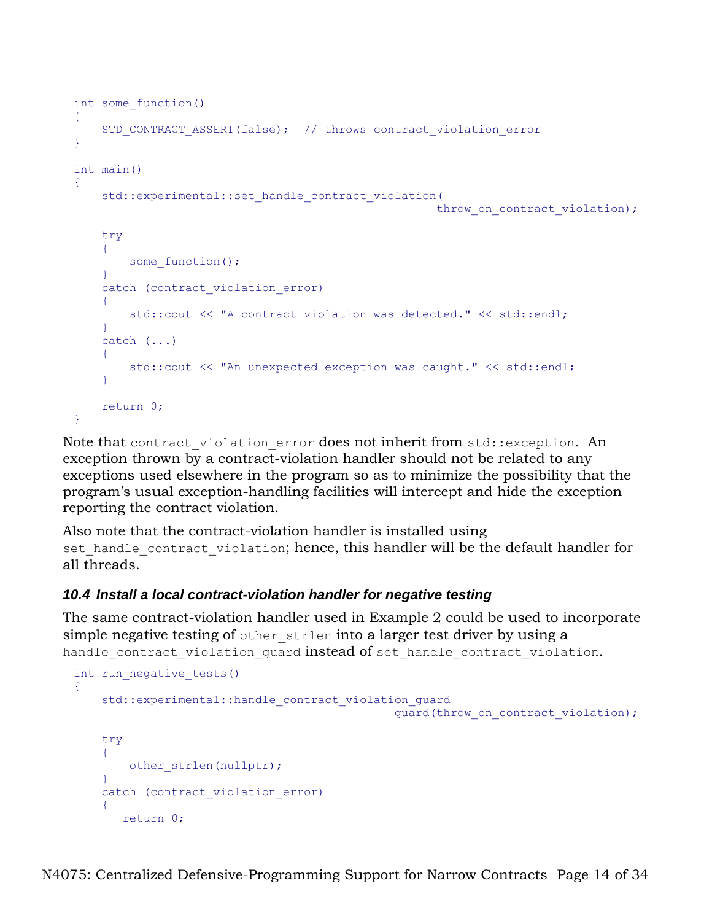```
int some_function()
{
    STD_CONTRACT_ASSERT(false);  // throws contract_violation_error
}

int main()
{
    std::experimental::set_handle_contract_violation(
                                                throw_on_contract_violation);

    try
    {
        some_function();
    }
    catch (contract_violation_error)
    {
        std::cout << "A contract violation was detected." << std::endl;
    }
    catch (...)
    {
        std::cout << "An unexpected exception was caught." << std::endl;
    }

    return 0;
}
```

Note that `contract_violation_error` does not inherit from `std::exception`. An exception thrown by a contract-violation handler should not be related to any exceptions used elsewhere in the program so as to minimize the possibility that the program's usual exception-handling facilities will intercept and hide the exception reporting the contract violation.

Also note that the contract-violation handler is installed using `set_handle_contract_violation`; hence, this handler will be the default handler for all threads.

### *10.4 Install a local contract-violation handler for negative testing*

The same contract-violation handler used in Example 2 could be used to incorporate simple negative testing of `other_strlen` into a larger test driver by using a `handle_contract_violation_guard` instead of `set_handle_contract_violation`.

```
int run_negative_tests()
{
    std::experimental::handle_contract_violation_guard
                                          guard(throw_on_contract_violation);

    try
    {
        other_strlen(nullptr);
    }
    catch (contract_violation_error)
    {
       return 0;
```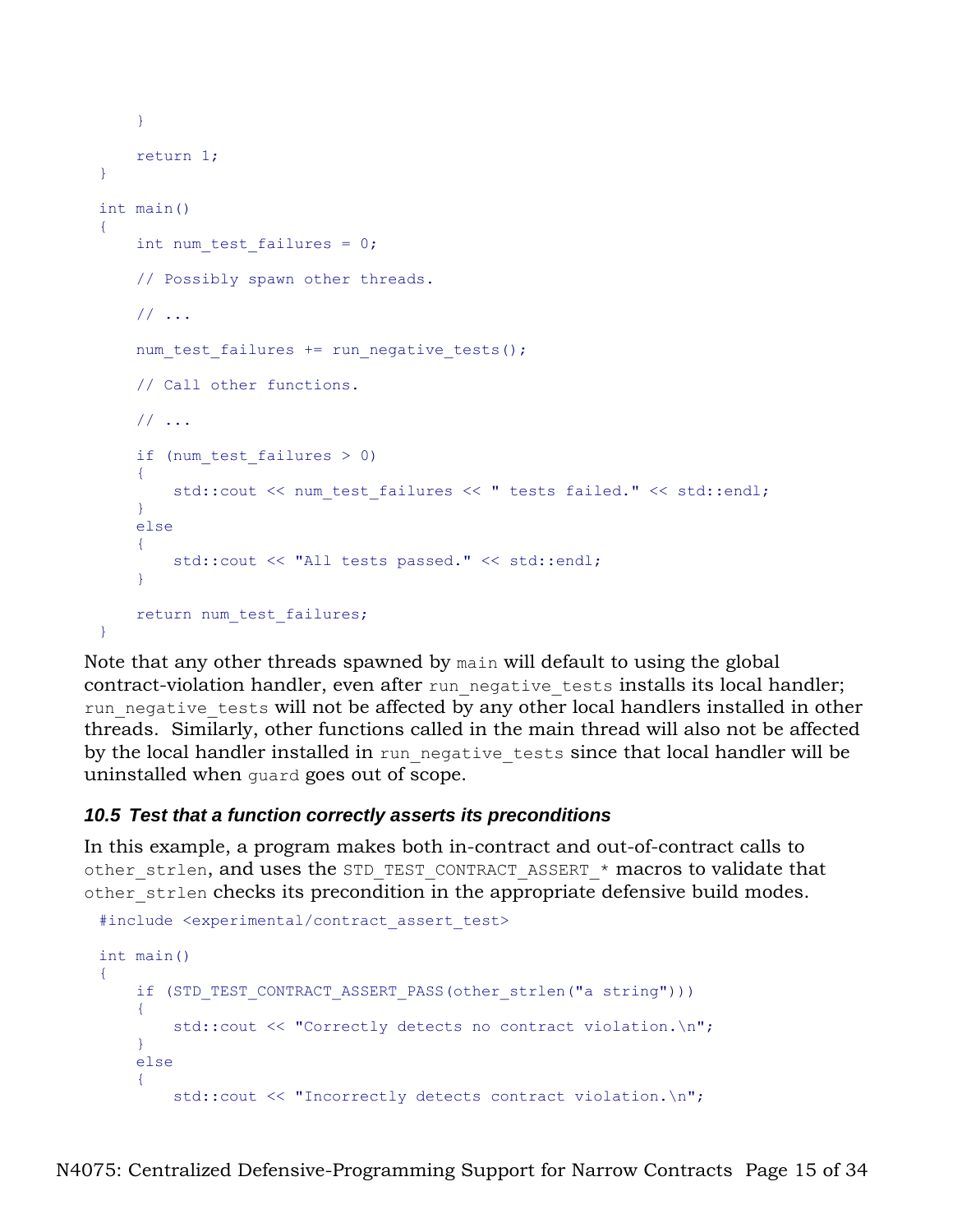```
    }

    return 1;
}

int main()
{
    int num_test_failures = 0;

    // Possibly spawn other threads.

    // ...

    num_test_failures += run_negative_tests();

    // Call other functions.

    // ...

    if (num_test_failures > 0)
    {
        std::cout << num_test_failures << " tests failed." << std::endl;
    }
    else
    {
        std::cout << "All tests passed." << std::endl;
    }

    return num_test_failures;
}
```

Note that any other threads spawned by `main` will default to using the global contract-violation handler, even after `run_negative_tests` installs its local handler; `run_negative_tests` will not be affected by any other local handlers installed in other threads. Similarly, other functions called in the main thread will also not be affected by the local handler installed in `run_negative_tests` since that local handler will be uninstalled when `guard` goes out of scope.

### *10.5 Test that a function correctly asserts its preconditions*

In this example, a program makes both in-contract and out-of-contract calls to `other_strlen`, and uses the `STD_TEST_CONTRACT_ASSERT_*` macros to validate that `other_strlen` checks its precondition in the appropriate defensive build modes.

```
#include <experimental/contract_assert_test>

int main()
{
    if (STD_TEST_CONTRACT_ASSERT_PASS(other_strlen("a string")))
    {
        std::cout << "Correctly detects no contract violation.\n";
    }
    else
    {
        std::cout << "Incorrectly detects contract violation.\n";
```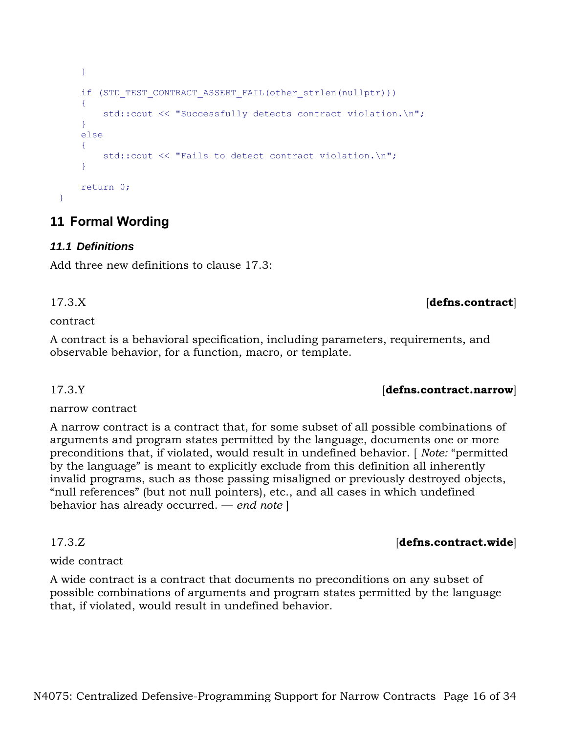```
    }

    if (STD_TEST_CONTRACT_ASSERT_FAIL(other_strlen(nullptr)))
    {
        std::cout << "Successfully detects contract violation.\n";
    }
    else
    {
        std::cout << "Fails to detect contract violation.\n";
    }

    return 0;
}
```

## 11 Formal Wording

### 11.1 Definitions

Add three new definitions to clause 17.3:

17.3.X **[defns.contract]**

contract

A contract is a behavioral specification, including parameters, requirements, and observable behavior, for a function, macro, or template.

17.3.Y **[defns.contract.narrow]**

narrow contract

A narrow contract is a contract that, for some subset of all possible combinations of arguments and program states permitted by the language, documents one or more preconditions that, if violated, would result in undefined behavior. [ *Note:* “permitted by the language” is meant to explicitly exclude from this definition all inherently invalid programs, such as those passing misaligned or previously destroyed objects, “null references” (but not null pointers), etc., and all cases in which undefined behavior has already occurred. — *end note* ]

17.3.Z **[defns.contract.wide]**

wide contract

A wide contract is a contract that documents no preconditions on any subset of possible combinations of arguments and program states permitted by the language that, if violated, would result in undefined behavior.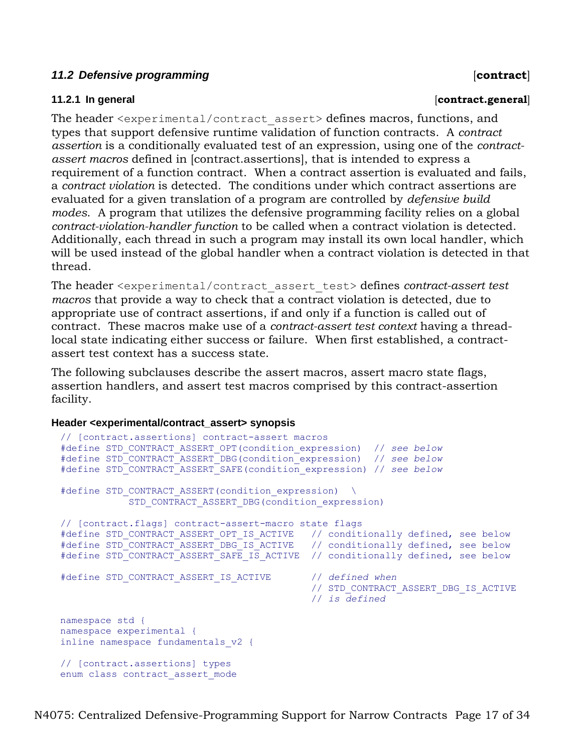### *11.2 Defensive programming* [**contract**]

#### 11.2.1 In general [**contract.general**]

The header `<experimental/contract_assert>` defines macros, functions, and types that support defensive runtime validation of function contracts. A *contract assertion* is a conditionally evaluated test of an expression, using one of the *contract-assert macros* defined in [contract.assertions], that is intended to express a requirement of a function contract. When a contract assertion is evaluated and fails, a *contract violation* is detected. The conditions under which contract assertions are evaluated for a given translation of a program are controlled by *defensive build modes*. A program that utilizes the defensive programming facility relies on a global *contract-violation-handler function* to be called when a contract violation is detected. Additionally, each thread in such a program may install its own local handler, which will be used instead of the global handler when a contract violation is detected in that thread.

The header `<experimental/contract_assert_test>` defines *contract-assert test macros* that provide a way to check that a contract violation is detected, due to appropriate use of contract assertions, if and only if a function is called out of contract. These macros make use of a *contract-assert test context* having a thread-local state indicating either success or failure. When first established, a contract-assert test context has a success state.

The following subclauses describe the assert macros, assert macro state flags, assertion handlers, and assert test macros comprised by this contract-assertion facility.

**Header <experimental/contract_assert> synopsis**

```
// [contract.assertions] contract-assert macros
#define STD_CONTRACT_ASSERT_OPT(condition_expression)  // see below
#define STD_CONTRACT_ASSERT_DBG(condition_expression)  // see below
#define STD_CONTRACT_ASSERT_SAFE(condition_expression) // see below

#define STD_CONTRACT_ASSERT(condition_expression)  \
          STD_CONTRACT_ASSERT_DBG(condition_expression)

// [contract.flags] contract-assert-macro state flags
#define STD_CONTRACT_ASSERT_OPT_IS_ACTIVE   // conditionally defined, see below
#define STD_CONTRACT_ASSERT_DBG_IS_ACTIVE   // conditionally defined, see below
#define STD_CONTRACT_ASSERT_SAFE_IS_ACTIVE  // conditionally defined, see below

#define STD_CONTRACT_ASSERT_IS_ACTIVE       // defined when
                                            // STD_CONTRACT_ASSERT_DBG_IS_ACTIVE
                                            // is defined

namespace std {
namespace experimental {
inline namespace fundamentals_v2 {

// [contract.assertions] types
enum class contract_assert_mode
```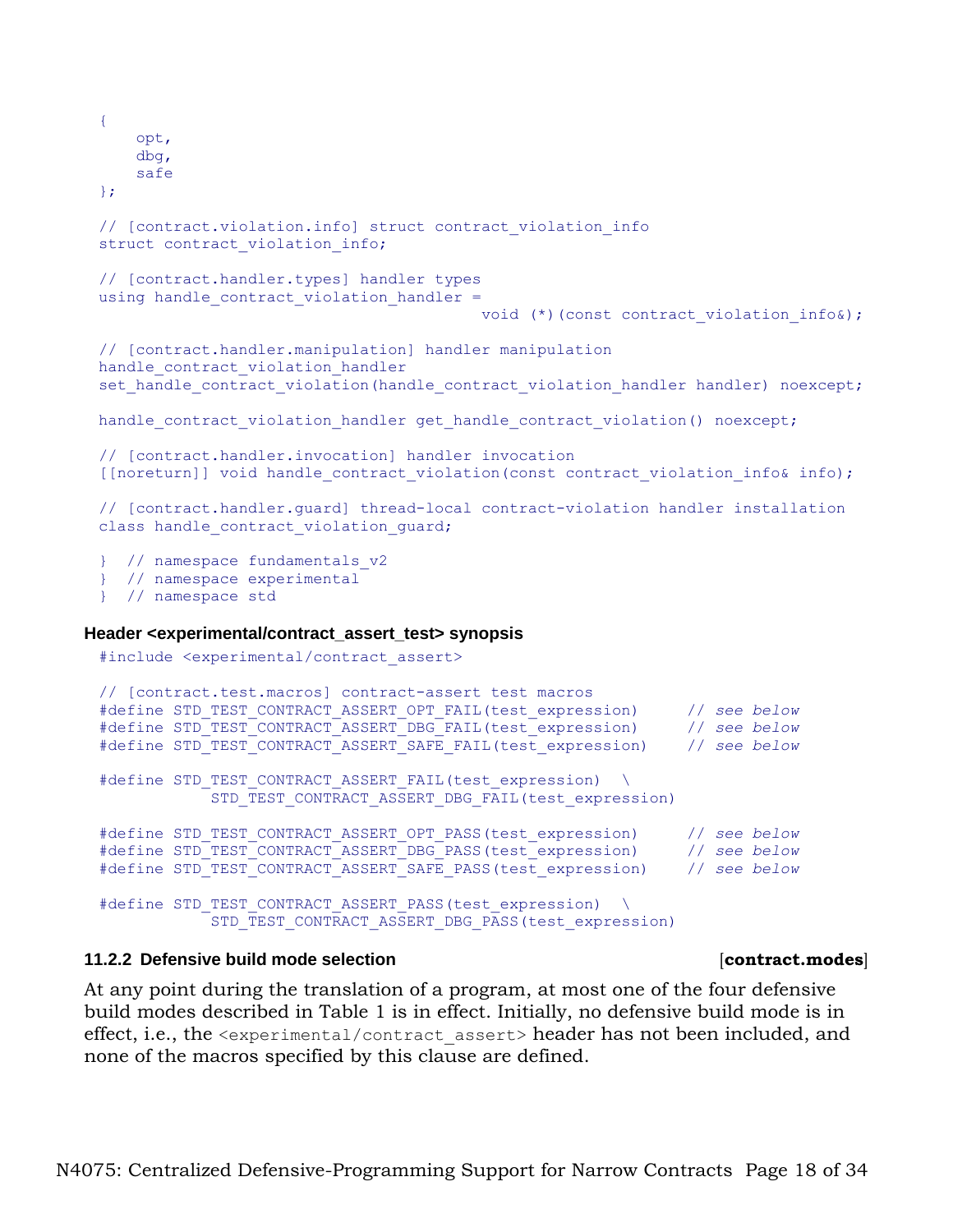```
{
    opt,
    dbg,
    safe
};

// [contract.violation.info] struct contract_violation_info
struct contract_violation_info;

// [contract.handler.types] handler types
using handle_contract_violation_handler =
                                        void (*)(const contract_violation_info&);

// [contract.handler.manipulation] handler manipulation
handle_contract_violation_handler
set_handle_contract_violation(handle_contract_violation_handler handler) noexcept;

handle_contract_violation_handler get_handle_contract_violation() noexcept;

// [contract.handler.invocation] handler invocation
[[noreturn]] void handle_contract_violation(const contract_violation_info& info);

// [contract.handler.guard] thread-local contract-violation handler installation
class handle_contract_violation_guard;

}  // namespace fundamentals_v2
}  // namespace experimental
}  // namespace std
```

**Header <experimental/contract_assert_test> synopsis**

```
#include <experimental/contract_assert>

// [contract.test.macros] contract-assert test macros
#define STD_TEST_CONTRACT_ASSERT_OPT_FAIL(test_expression)     // see below
#define STD_TEST_CONTRACT_ASSERT_DBG_FAIL(test_expression)     // see below
#define STD_TEST_CONTRACT_ASSERT_SAFE_FAIL(test_expression)    // see below

#define STD_TEST_CONTRACT_ASSERT_FAIL(test_expression)  \
           STD_TEST_CONTRACT_ASSERT_DBG_FAIL(test_expression)

#define STD_TEST_CONTRACT_ASSERT_OPT_PASS(test_expression)     // see below
#define STD_TEST_CONTRACT_ASSERT_DBG_PASS(test_expression)     // see below
#define STD_TEST_CONTRACT_ASSERT_SAFE_PASS(test_expression)    // see below

#define STD_TEST_CONTRACT_ASSERT_PASS(test_expression)  \
           STD_TEST_CONTRACT_ASSERT_DBG_PASS(test_expression)
```

#### 11.2.2 Defensive build mode selection [**contract.modes**]

At any point during the translation of a program, at most one of the four defensive build modes described in Table 1 is in effect. Initially, no defensive build mode is in effect, i.e., the `<experimental/contract_assert>` header has not been included, and none of the macros specified by this clause are defined.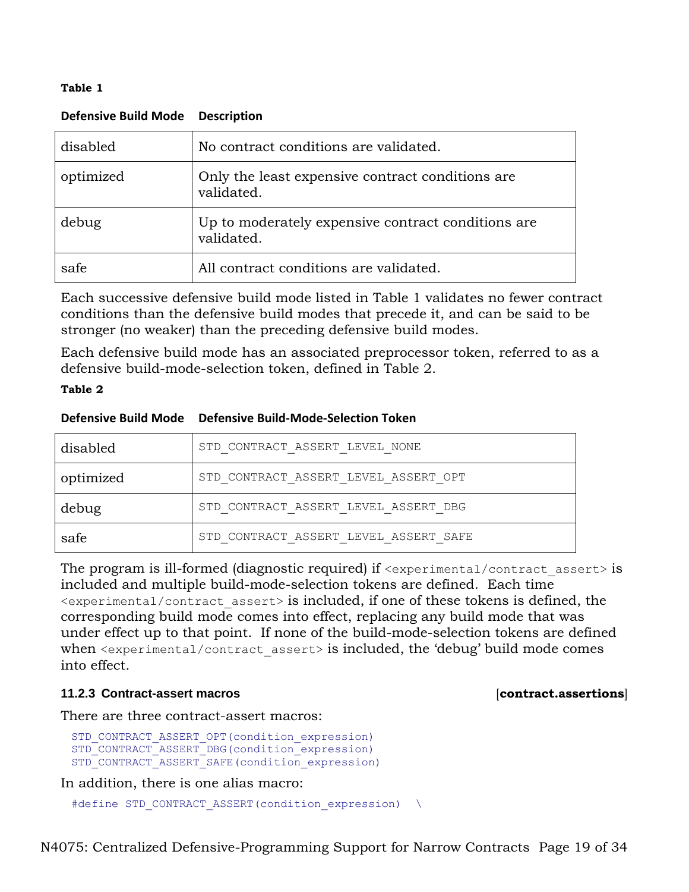**Table 1**

| Defensive Build Mode | Description |
|---|---|
| disabled | No contract conditions are validated. |
| optimized | Only the least expensive contract conditions are validated. |
| debug | Up to moderately expensive contract conditions are validated. |
| safe | All contract conditions are validated. |

Each successive defensive build mode listed in Table 1 validates no fewer contract conditions than the defensive build modes that precede it, and can be said to be stronger (no weaker) than the preceding defensive build modes.

Each defensive build mode has an associated preprocessor token, referred to as a defensive build-mode-selection token, defined in Table 2.

**Table 2**

| Defensive Build Mode | Defensive Build-Mode-Selection Token |
|---|---|
| disabled | `STD_CONTRACT_ASSERT_LEVEL_NONE` |
| optimized | `STD_CONTRACT_ASSERT_LEVEL_ASSERT_OPT` |
| debug | `STD_CONTRACT_ASSERT_LEVEL_ASSERT_DBG` |
| safe | `STD_CONTRACT_ASSERT_LEVEL_ASSERT_SAFE` |

The program is ill-formed (diagnostic required) if `<experimental/contract_assert>` is included and multiple build-mode-selection tokens are defined. Each time `<experimental/contract_assert>` is included, if one of these tokens is defined, the corresponding build mode comes into effect, replacing any build mode that was under effect up to that point. If none of the build-mode-selection tokens are defined when `<experimental/contract_assert>` is included, the 'debug' build mode comes into effect.

### 11.2.3 Contract-assert macros [**contract.assertions**]

There are three contract-assert macros:

```
STD_CONTRACT_ASSERT_OPT(condition_expression)
STD_CONTRACT_ASSERT_DBG(condition_expression)
STD_CONTRACT_ASSERT_SAFE(condition_expression)
```

In addition, there is one alias macro:

```
#define STD_CONTRACT_ASSERT(condition_expression)  \
```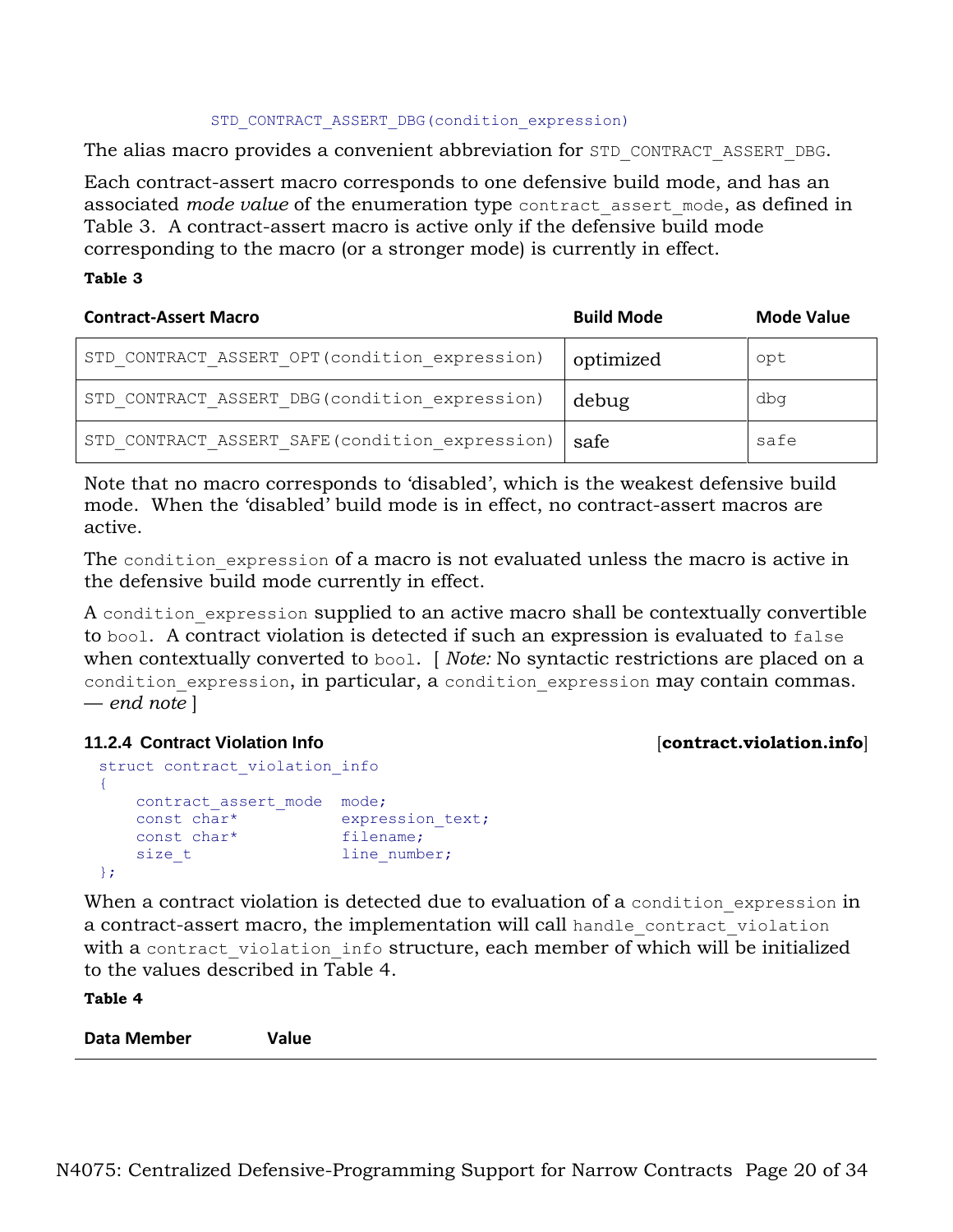```
STD_CONTRACT_ASSERT_DBG(condition_expression)
```

The alias macro provides a convenient abbreviation for `STD_CONTRACT_ASSERT_DBG`.

Each contract-assert macro corresponds to one defensive build mode, and has an associated *mode value* of the enumeration type `contract_assert_mode`, as defined in Table 3. A contract-assert macro is active only if the defensive build mode corresponding to the macro (or a stronger mode) is currently in effect.

**Table 3**

| Contract-Assert Macro | Build Mode | Mode Value |
|---|---|---|
| `STD_CONTRACT_ASSERT_OPT(condition_expression)` | optimized | `opt` |
| `STD_CONTRACT_ASSERT_DBG(condition_expression)` | debug | `dbg` |
| `STD_CONTRACT_ASSERT_SAFE(condition_expression)` | safe | `safe` |

Note that no macro corresponds to 'disabled', which is the weakest defensive build mode. When the 'disabled' build mode is in effect, no contract-assert macros are active.

The `condition_expression` of a macro is not evaluated unless the macro is active in the defensive build mode currently in effect.

A `condition_expression` supplied to an active macro shall be contextually convertible to `bool`. A contract violation is detected if such an expression is evaluated to `false` when contextually converted to `bool`. [ *Note:* No syntactic restrictions are placed on a `condition_expression`, in particular, a `condition_expression` may contain commas. — *end note* ]

### 11.2.4 Contract Violation Info [**contract.violation.info**]

```
struct contract_violation_info
{
    contract_assert_mode  mode;
    const char*           expression_text;
    const char*           filename;
    size_t                line_number;
};
```

When a contract violation is detected due to evaluation of a `condition_expression` in a contract-assert macro, the implementation will call `handle_contract_violation` with a `contract_violation_info` structure, each member of which will be initialized to the values described in Table 4.

**Table 4**

| Data Member | Value |
|---|---|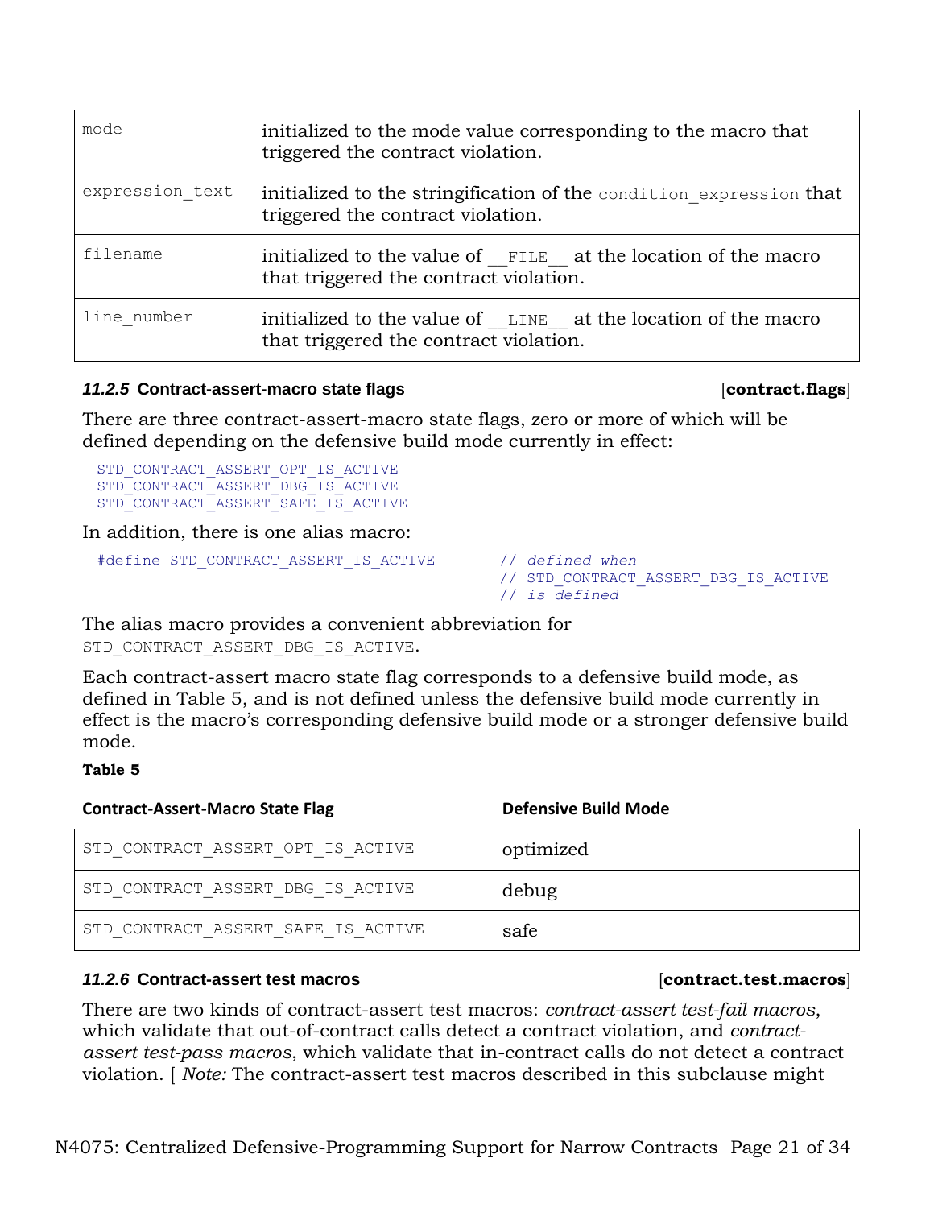| | |
|---|---|
| `mode` | initialized to the mode value corresponding to the macro that triggered the contract violation. |
| `expression_text` | initialized to the stringification of the `condition_expression` that triggered the contract violation. |
| `filename` | initialized to the value of `__FILE__` at the location of the macro that triggered the contract violation. |
| `line_number` | initialized to the value of `__LINE__` at the location of the macro that triggered the contract violation. |

### *11.2.5* Contract-assert-macro state flags [**contract.flags**]

There are three contract-assert-macro state flags, zero or more of which will be defined depending on the defensive build mode currently in effect:

```
STD_CONTRACT_ASSERT_OPT_IS_ACTIVE
STD_CONTRACT_ASSERT_DBG_IS_ACTIVE
STD_CONTRACT_ASSERT_SAFE_IS_ACTIVE
```

In addition, there is one alias macro:

```
#define STD_CONTRACT_ASSERT_IS_ACTIVE        // defined when
                                             // STD_CONTRACT_ASSERT_DBG_IS_ACTIVE
                                             // is defined
```

The alias macro provides a convenient abbreviation for `STD_CONTRACT_ASSERT_DBG_IS_ACTIVE`.

Each contract-assert macro state flag corresponds to a defensive build mode, as defined in Table 5, and is not defined unless the defensive build mode currently in effect is the macro's corresponding defensive build mode or a stronger defensive build mode.

**Table 5**

| Contract-Assert-Macro State Flag | Defensive Build Mode |
|---|---|
| `STD_CONTRACT_ASSERT_OPT_IS_ACTIVE` | optimized |
| `STD_CONTRACT_ASSERT_DBG_IS_ACTIVE` | debug |
| `STD_CONTRACT_ASSERT_SAFE_IS_ACTIVE` | safe |

### *11.2.6* Contract-assert test macros [**contract.test.macros**]

There are two kinds of contract-assert test macros: *contract-assert test-fail macros*, which validate that out-of-contract calls detect a contract violation, and *contract-assert test-pass macros*, which validate that in-contract calls do not detect a contract violation. [ *Note:* The contract-assert test macros described in this subclause might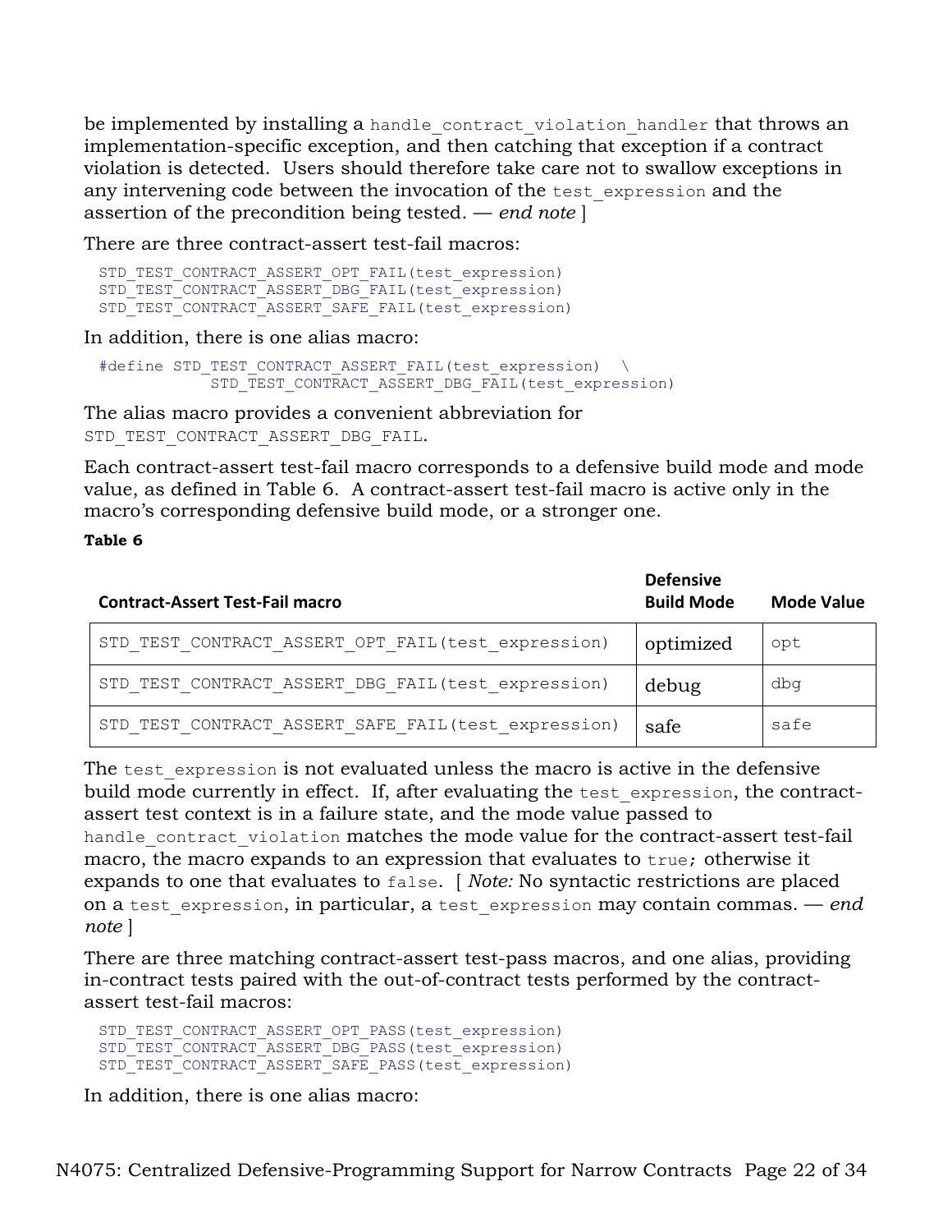be implemented by installing a `handle_contract_violation_handler` that throws an implementation-specific exception, and then catching that exception if a contract violation is detected. Users should therefore take care not to swallow exceptions in any intervening code between the invocation of the `test_expression` and the assertion of the precondition being tested. — *end note* ]

There are three contract-assert test-fail macros:

```
STD_TEST_CONTRACT_ASSERT_OPT_FAIL(test_expression)
STD_TEST_CONTRACT_ASSERT_DBG_FAIL(test_expression)
STD_TEST_CONTRACT_ASSERT_SAFE_FAIL(test_expression)
```

In addition, there is one alias macro:

```
#define STD_TEST_CONTRACT_ASSERT_FAIL(test_expression)  \
          STD_TEST_CONTRACT_ASSERT_DBG_FAIL(test_expression)
```

The alias macro provides a convenient abbreviation for `STD_TEST_CONTRACT_ASSERT_DBG_FAIL`.

Each contract-assert test-fail macro corresponds to a defensive build mode and mode value, as defined in Table 6. A contract-assert test-fail macro is active only in the macro's corresponding defensive build mode, or a stronger one.

**Table 6**

| Contract-Assert Test-Fail macro | Defensive Build Mode | Mode Value |
|---|---|---|
| `STD_TEST_CONTRACT_ASSERT_OPT_FAIL(test_expression)` | optimized | `opt` |
| `STD_TEST_CONTRACT_ASSERT_DBG_FAIL(test_expression)` | debug | `dbg` |
| `STD_TEST_CONTRACT_ASSERT_SAFE_FAIL(test_expression)` | safe | `safe` |

The `test_expression` is not evaluated unless the macro is active in the defensive build mode currently in effect. If, after evaluating the `test_expression`, the contract-assert test context is in a failure state, and the mode value passed to `handle_contract_violation` matches the mode value for the contract-assert test-fail macro, the macro expands to an expression that evaluates to `true`; otherwise it expands to one that evaluates to `false`. [ *Note:* No syntactic restrictions are placed on a `test_expression`, in particular, a `test_expression` may contain commas. — *end note* ]

There are three matching contract-assert test-pass macros, and one alias, providing in-contract tests paired with the out-of-contract tests performed by the contract-assert test-fail macros:

```
STD_TEST_CONTRACT_ASSERT_OPT_PASS(test_expression)
STD_TEST_CONTRACT_ASSERT_DBG_PASS(test_expression)
STD_TEST_CONTRACT_ASSERT_SAFE_PASS(test_expression)
```

In addition, there is one alias macro: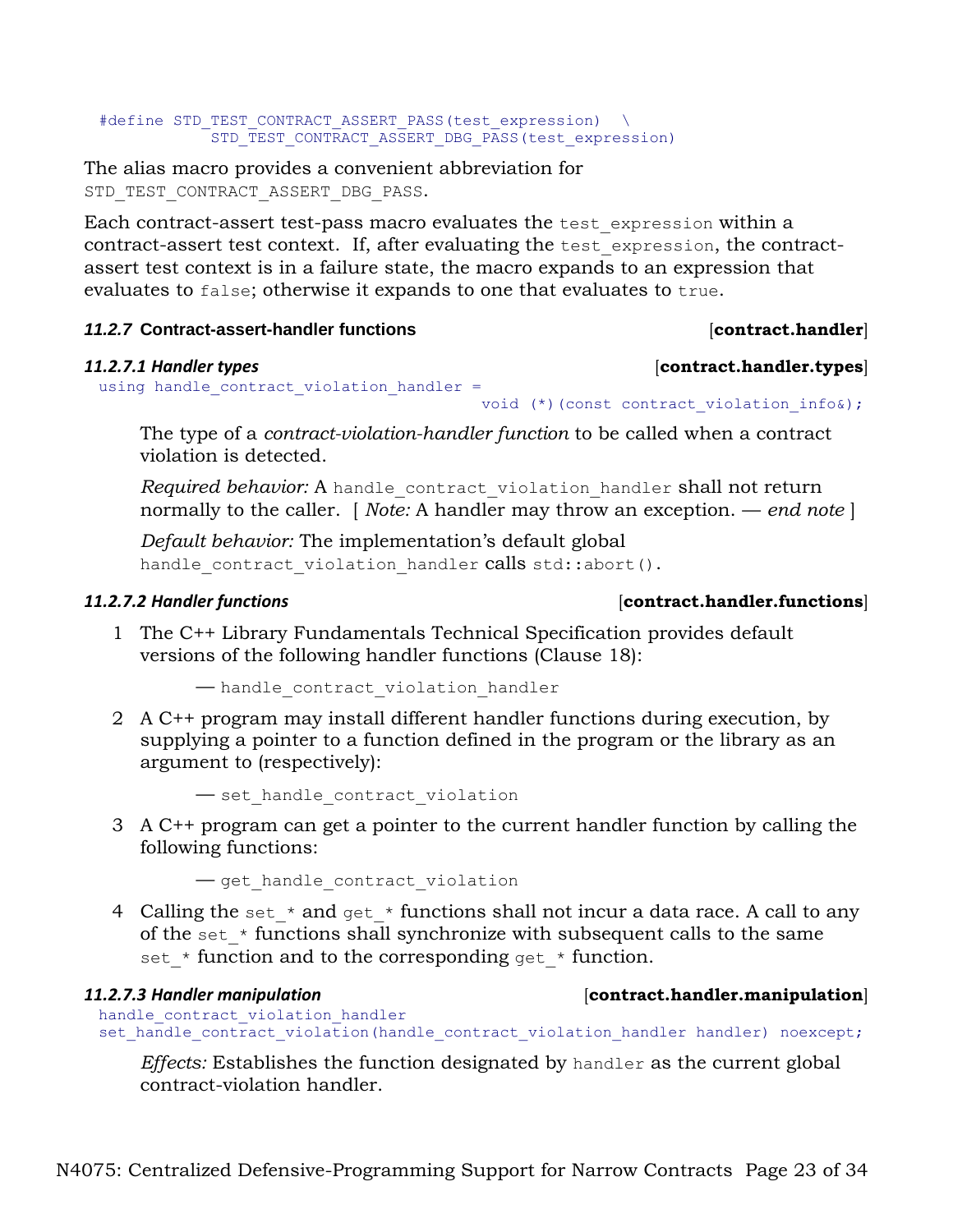```
#define STD_TEST_CONTRACT_ASSERT_PASS(test_expression)  \
          STD_TEST_CONTRACT_ASSERT_DBG_PASS(test_expression)
```

The alias macro provides a convenient abbreviation for `STD_TEST_CONTRACT_ASSERT_DBG_PASS`.

Each contract-assert test-pass macro evaluates the `test_expression` within a contract-assert test context. If, after evaluating the `test_expression`, the contract-assert test context is in a failure state, the macro expands to an expression that evaluates to `false`; otherwise it expands to one that evaluates to `true`.

### *11.2.7* Contract-assert-handler functions [**contract.handler**]

#### *11.2.7.1 Handler types* [**contract.handler.types**]

```
using handle_contract_violation_handler =
                                    void (*)(const contract_violation_info&);
```

The type of a *contract-violation-handler function* to be called when a contract violation is detected.

*Required behavior:* A `handle_contract_violation_handler` shall not return normally to the caller. [ *Note:* A handler may throw an exception. — *end note* ]

*Default behavior:* The implementation's default global `handle_contract_violation_handler` calls `std::abort()`.

#### *11.2.7.2 Handler functions* [**contract.handler.functions**]

1 The C++ Library Fundamentals Technical Specification provides default versions of the following handler functions (Clause 18):

— `handle_contract_violation_handler`

2 A C++ program may install different handler functions during execution, by supplying a pointer to a function defined in the program or the library as an argument to (respectively):

— `set_handle_contract_violation`

3 A C++ program can get a pointer to the current handler function by calling the following functions:

— `get_handle_contract_violation`

4 Calling the `set_*` and `get_*` functions shall not incur a data race. A call to any of the `set_*` functions shall synchronize with subsequent calls to the same `set_*` function and to the corresponding `get_*` function.

#### *11.2.7.3 Handler manipulation* [**contract.handler.manipulation**]

```
handle_contract_violation_handler
set_handle_contract_violation(handle_contract_violation_handler handler) noexcept;
```

*Effects:* Establishes the function designated by `handler` as the current global contract-violation handler.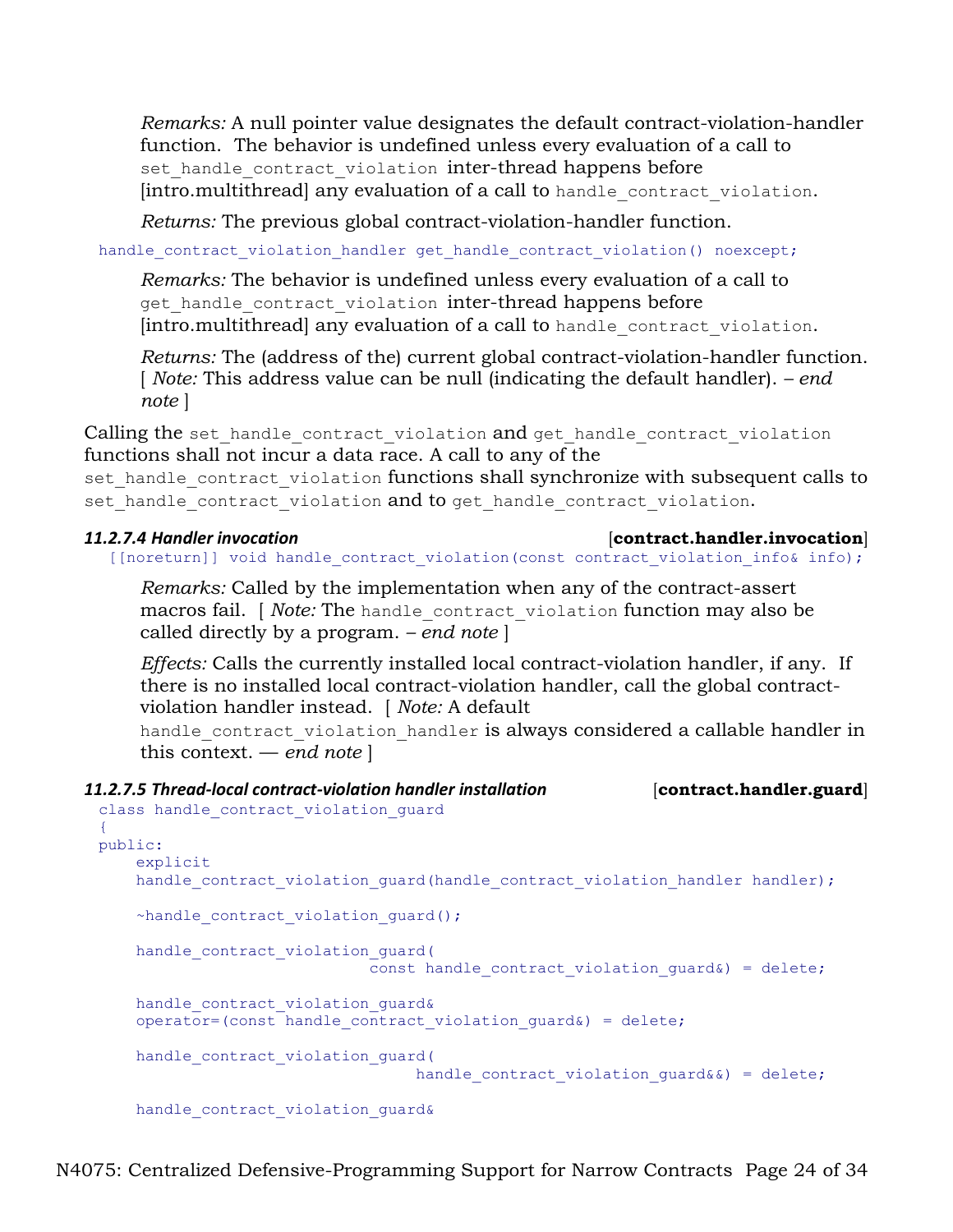*Remarks:* A null pointer value designates the default contract-violation-handler function. The behavior is undefined unless every evaluation of a call to `set_handle_contract_violation` inter-thread happens before [intro.multithread] any evaluation of a call to `handle_contract_violation`.

*Returns:* The previous global contract-violation-handler function.

```
handle_contract_violation_handler get_handle_contract_violation() noexcept;
```

*Remarks:* The behavior is undefined unless every evaluation of a call to `get_handle_contract_violation` inter-thread happens before [intro.multithread] any evaluation of a call to `handle_contract_violation`.

*Returns:* The (address of the) current global contract-violation-handler function. [ *Note:* This address value can be null (indicating the default handler). – *end note* ]

Calling the `set_handle_contract_violation` and `get_handle_contract_violation` functions shall not incur a data race. A call to any of the `set_handle_contract_violation` functions shall synchronize with subsequent calls to `set_handle_contract_violation` and to `get_handle_contract_violation`.

### *11.2.7.4 Handler invocation* [**contract.handler.invocation**]

```
[[noreturn]] void handle_contract_violation(const contract_violation_info& info);
```

*Remarks:* Called by the implementation when any of the contract-assert macros fail. [ *Note:* The `handle_contract_violation` function may also be called directly by a program. – *end note* ]

*Effects:* Calls the currently installed local contract-violation handler, if any. If there is no installed local contract-violation handler, call the global contract-violation handler instead. [ *Note:* A default `handle_contract_violation_handler` is always considered a callable handler in this context. — *end note* ]

### *11.2.7.5 Thread-local contract-violation handler installation* [**contract.handler.guard**]

```
class handle_contract_violation_guard
{
public:
    explicit
    handle_contract_violation_guard(handle_contract_violation_handler handler);

    ~handle_contract_violation_guard();

    handle_contract_violation_guard(
                              const handle_contract_violation_guard&) = delete;

    handle_contract_violation_guard&
    operator=(const handle_contract_violation_guard&) = delete;

    handle_contract_violation_guard(
                                  handle_contract_violation_guard&&) = delete;

    handle_contract_violation_guard&
```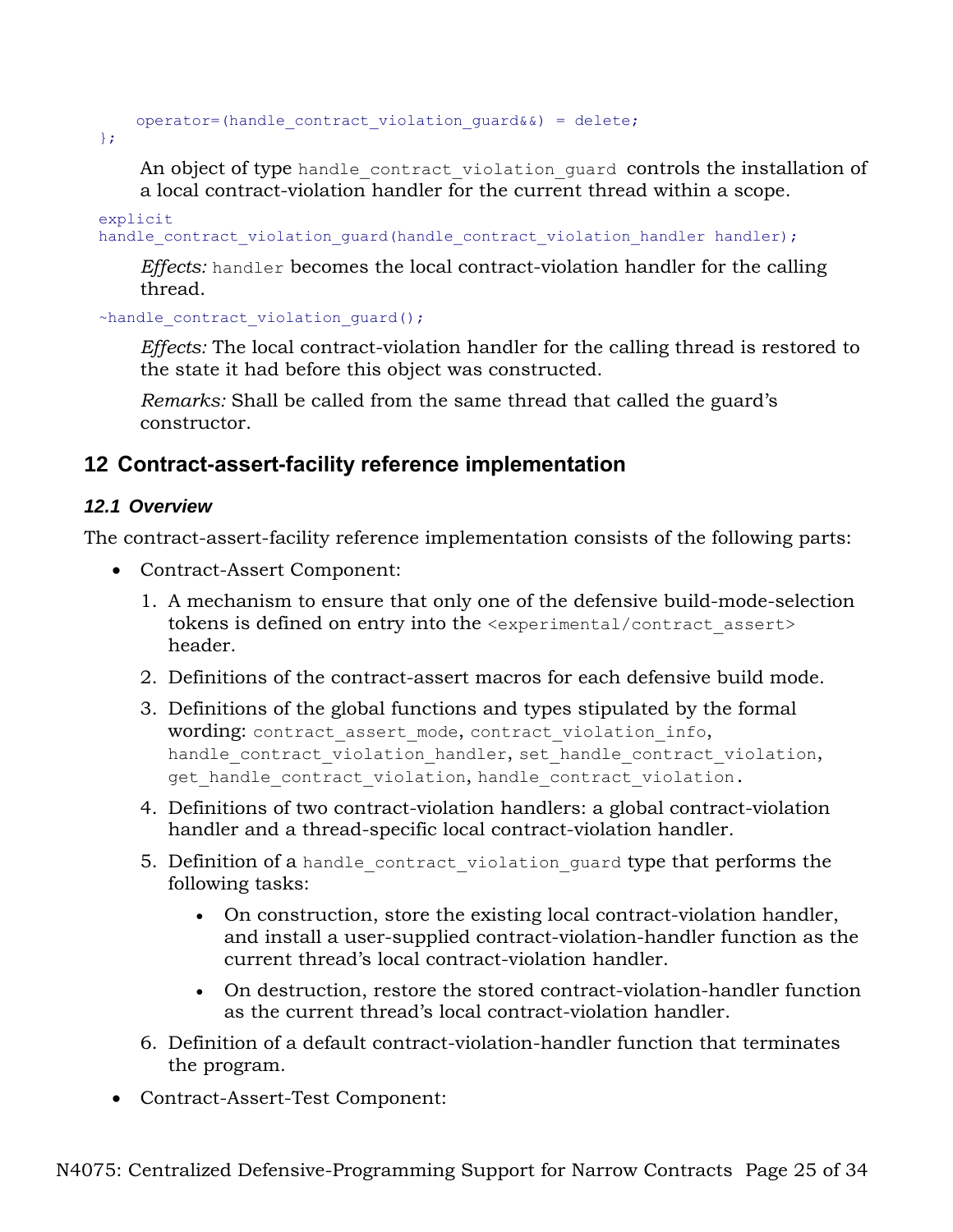```
    operator=(handle_contract_violation_guard&&) = delete;
};
```

An object of type `handle_contract_violation_guard` controls the installation of a local contract-violation handler for the current thread within a scope.

```
explicit
handle_contract_violation_guard(handle_contract_violation_handler handler);
```

*Effects:* `handler` becomes the local contract-violation handler for the calling thread.

```
~handle_contract_violation_guard();
```

*Effects:* The local contract-violation handler for the calling thread is restored to the state it had before this object was constructed.

*Remarks:* Shall be called from the same thread that called the guard's constructor.

## 12 Contract-assert-facility reference implementation

### 12.1 Overview

The contract-assert-facility reference implementation consists of the following parts:

- Contract-Assert Component:
  1. A mechanism to ensure that only one of the defensive build-mode-selection tokens is defined on entry into the `<experimental/contract_assert>` header.
  2. Definitions of the contract-assert macros for each defensive build mode.
  3. Definitions of the global functions and types stipulated by the formal wording: `contract_assert_mode`, `contract_violation_info`, `handle_contract_violation_handler`, `set_handle_contract_violation`, `get_handle_contract_violation`, `handle_contract_violation`.
  4. Definitions of two contract-violation handlers: a global contract-violation handler and a thread-specific local contract-violation handler.
  5. Definition of a `handle_contract_violation_guard` type that performs the following tasks:
     - On construction, store the existing local contract-violation handler, and install a user-supplied contract-violation-handler function as the current thread's local contract-violation handler.
     - On destruction, restore the stored contract-violation-handler function as the current thread's local contract-violation handler.
  6. Definition of a default contract-violation-handler function that terminates the program.
- Contract-Assert-Test Component: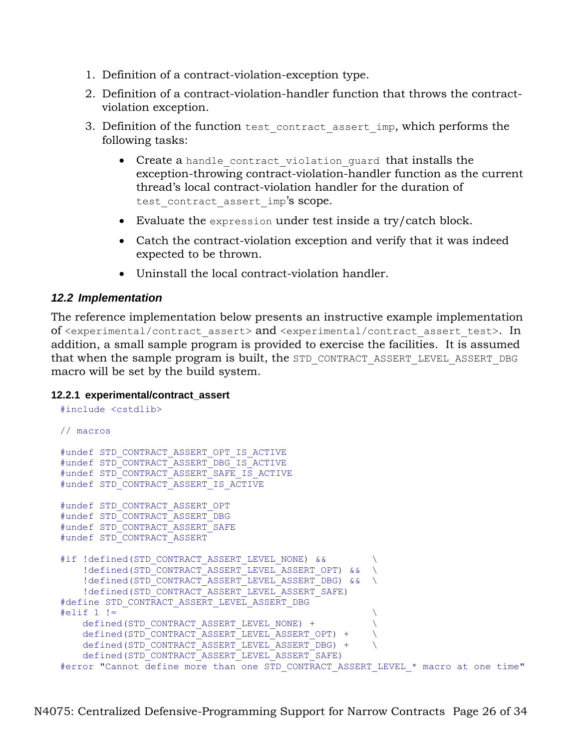1. Definition of a contract-violation-exception type.
2. Definition of a contract-violation-handler function that throws the contract-violation exception.
3. Definition of the function `test_contract_assert_imp`, which performs the following tasks:
   - Create a `handle_contract_violation_guard` that installs the exception-throwing contract-violation-handler function as the current thread's local contract-violation handler for the duration of `test_contract_assert_imp`'s scope.
   - Evaluate the `expression` under test inside a try/catch block.
   - Catch the contract-violation exception and verify that it was indeed expected to be thrown.
   - Uninstall the local contract-violation handler.

### *12.2 Implementation*

The reference implementation below presents an instructive example implementation of `<experimental/contract_assert>` and `<experimental/contract_assert_test>`. In addition, a small sample program is provided to exercise the facilities. It is assumed that when the sample program is built, the `STD_CONTRACT_ASSERT_LEVEL_ASSERT_DBG` macro will be set by the build system.

#### 12.2.1 experimental/contract_assert

```
#include <cstdlib>

// macros

#undef STD_CONTRACT_ASSERT_OPT_IS_ACTIVE
#undef STD_CONTRACT_ASSERT_DBG_IS_ACTIVE
#undef STD_CONTRACT_ASSERT_SAFE_IS_ACTIVE
#undef STD_CONTRACT_ASSERT_IS_ACTIVE

#undef STD_CONTRACT_ASSERT_OPT
#undef STD_CONTRACT_ASSERT_DBG
#undef STD_CONTRACT_ASSERT_SAFE
#undef STD_CONTRACT_ASSERT

#if !defined(STD_CONTRACT_ASSERT_LEVEL_NONE) &&          \
    !defined(STD_CONTRACT_ASSERT_LEVEL_ASSERT_OPT) &&    \
    !defined(STD_CONTRACT_ASSERT_LEVEL_ASSERT_DBG) &&    \
    !defined(STD_CONTRACT_ASSERT_LEVEL_ASSERT_SAFE)
#define STD_CONTRACT_ASSERT_LEVEL_ASSERT_DBG
#elif 1 !=                                               \
    defined(STD_CONTRACT_ASSERT_LEVEL_NONE) +            \
    defined(STD_CONTRACT_ASSERT_LEVEL_ASSERT_OPT) +      \
    defined(STD_CONTRACT_ASSERT_LEVEL_ASSERT_DBG) +      \
    defined(STD_CONTRACT_ASSERT_LEVEL_ASSERT_SAFE)
#error "Cannot define more than one STD_CONTRACT_ASSERT_LEVEL_* macro at one time"
```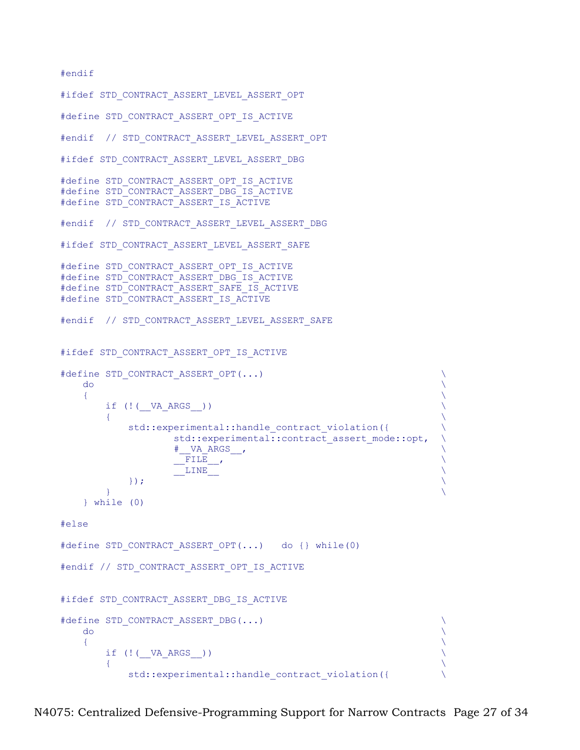```
#endif

#ifdef STD_CONTRACT_ASSERT_LEVEL_ASSERT_OPT

#define STD_CONTRACT_ASSERT_OPT_IS_ACTIVE

#endif  // STD_CONTRACT_ASSERT_LEVEL_ASSERT_OPT

#ifdef STD_CONTRACT_ASSERT_LEVEL_ASSERT_DBG

#define STD_CONTRACT_ASSERT_OPT_IS_ACTIVE
#define STD_CONTRACT_ASSERT_DBG_IS_ACTIVE
#define STD_CONTRACT_ASSERT_IS_ACTIVE

#endif  // STD_CONTRACT_ASSERT_LEVEL_ASSERT_DBG

#ifdef STD_CONTRACT_ASSERT_LEVEL_ASSERT_SAFE

#define STD_CONTRACT_ASSERT_OPT_IS_ACTIVE
#define STD_CONTRACT_ASSERT_DBG_IS_ACTIVE
#define STD_CONTRACT_ASSERT_SAFE_IS_ACTIVE
#define STD_CONTRACT_ASSERT_IS_ACTIVE

#endif  // STD_CONTRACT_ASSERT_LEVEL_ASSERT_SAFE


#ifdef STD_CONTRACT_ASSERT_OPT_IS_ACTIVE

#define STD_CONTRACT_ASSERT_OPT(...)                            \
    do                                                          \
    {                                                           \
        if (!(__VA_ARGS__))                                     \
        {                                                       \
            std::experimental::handle_contract_violation({      \
                    std::experimental::contract_assert_mode::opt, \
                    #__VA_ARGS__,                               \
                    __FILE__,                                   \
                    __LINE__                                    \
            });                                                 \
        }                                                       \
    } while (0)

#else

#define STD_CONTRACT_ASSERT_OPT(...)   do {} while(0)

#endif // STD_CONTRACT_ASSERT_OPT_IS_ACTIVE


#ifdef STD_CONTRACT_ASSERT_DBG_IS_ACTIVE

#define STD_CONTRACT_ASSERT_DBG(...)                            \
    do                                                          \
    {                                                           \
        if (!(__VA_ARGS__))                                     \
        {                                                       \
            std::experimental::handle_contract_violation({      \
```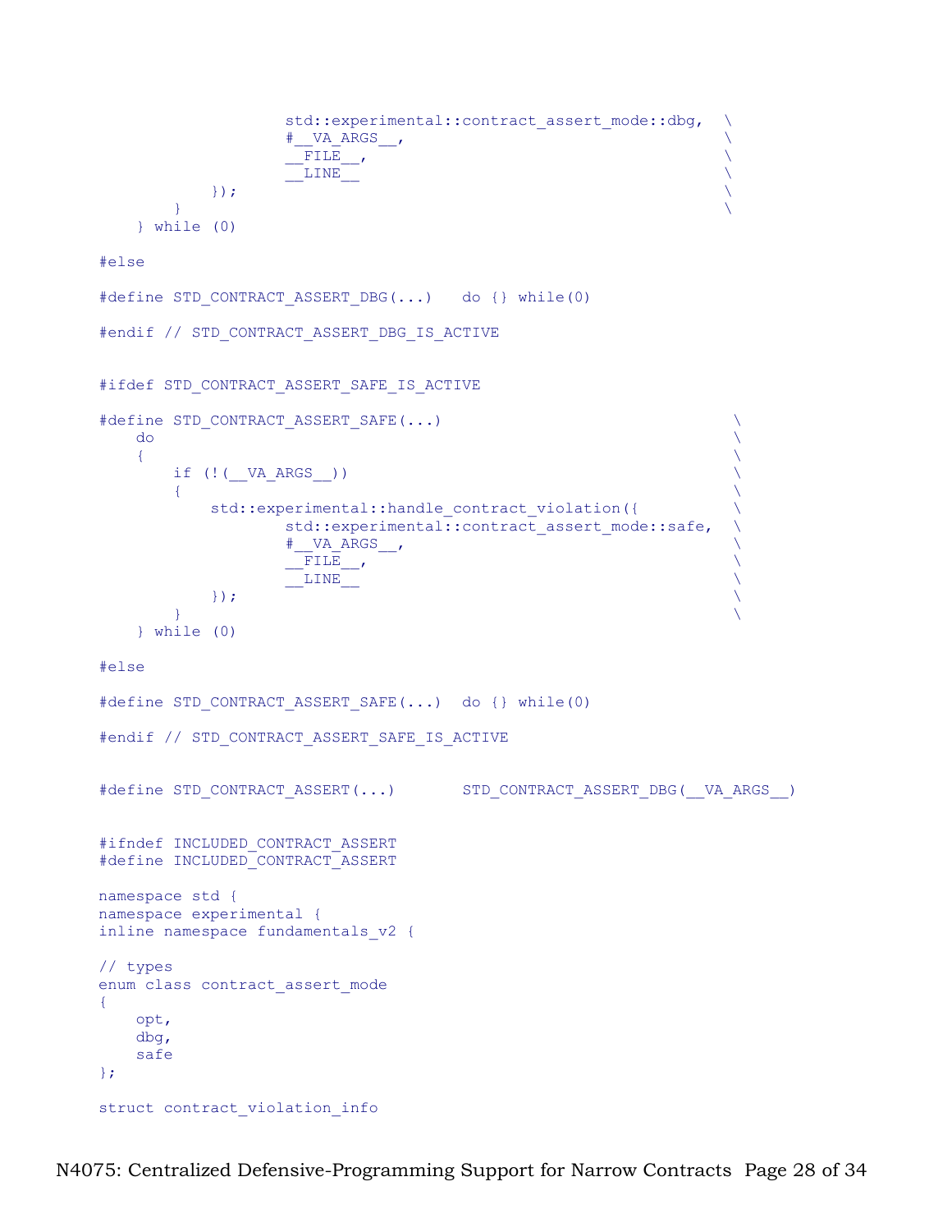```
                    std::experimental::contract_assert_mode::dbg,  \
                    #__VA_ARGS__,                                  \
                    __FILE__,                                      \
                    __LINE__                                       \
            });                                                    \
        }                                                          \
    } while (0)

#else

#define STD_CONTRACT_ASSERT_DBG(...)   do {} while(0)

#endif // STD_CONTRACT_ASSERT_DBG_IS_ACTIVE


#ifdef STD_CONTRACT_ASSERT_SAFE_IS_ACTIVE

#define STD_CONTRACT_ASSERT_SAFE(...)                               \
    do                                                              \
    {                                                               \
        if (!(__VA_ARGS__))                                         \
        {                                                           \
            std::experimental::handle_contract_violation({          \
                    std::experimental::contract_assert_mode::safe,  \
                    #__VA_ARGS__,                                   \
                    __FILE__,                                       \
                    __LINE__                                        \
            });                                                     \
        }                                                           \
    } while (0)

#else

#define STD_CONTRACT_ASSERT_SAFE(...)  do {} while(0)

#endif // STD_CONTRACT_ASSERT_SAFE_IS_ACTIVE


#define STD_CONTRACT_ASSERT(...)       STD_CONTRACT_ASSERT_DBG(__VA_ARGS__)


#ifndef INCLUDED_CONTRACT_ASSERT
#define INCLUDED_CONTRACT_ASSERT

namespace std {
namespace experimental {
inline namespace fundamentals_v2 {

// types
enum class contract_assert_mode
{
    opt,
    dbg,
    safe
};

struct contract_violation_info
```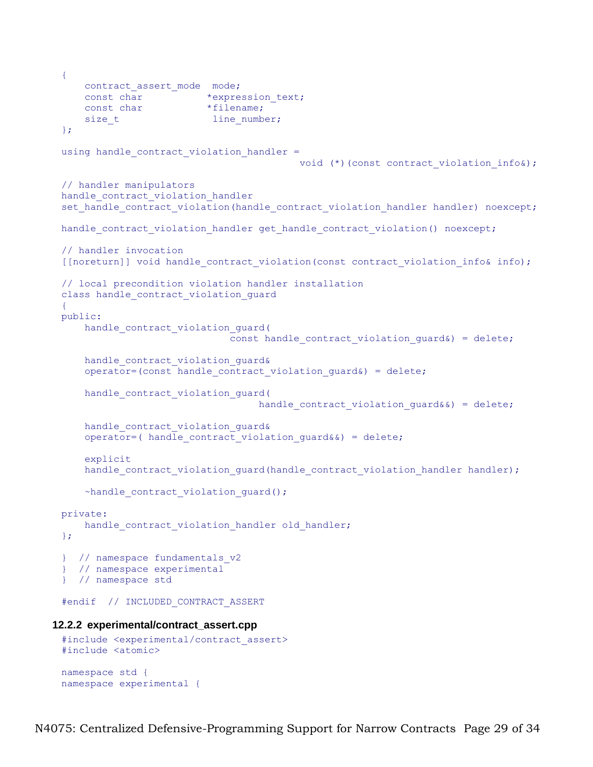```
{
    contract_assert_mode  mode;
    const char           *expression_text;
    const char           *filename;
    size_t                line_number;
};

using handle_contract_violation_handler =
                                         void (*)(const contract_violation_info&);

// handler manipulators
handle_contract_violation_handler
set_handle_contract_violation(handle_contract_violation_handler handler) noexcept;

handle_contract_violation_handler get_handle_contract_violation() noexcept;

// handler invocation
[[noreturn]] void handle_contract_violation(const contract_violation_info& info);

// local precondition violation handler installation
class handle_contract_violation_guard
{
public:
    handle_contract_violation_guard(
                         const handle_contract_violation_guard&) = delete;

    handle_contract_violation_guard&
    operator=(const handle_contract_violation_guard&) = delete;

    handle_contract_violation_guard(
                              handle_contract_violation_guard&&) = delete;

    handle_contract_violation_guard&
    operator=( handle_contract_violation_guard&&) = delete;

    explicit
    handle_contract_violation_guard(handle_contract_violation_handler handler);

    ~handle_contract_violation_guard();

private:
    handle_contract_violation_handler old_handler;
};

}  // namespace fundamentals_v2
}  // namespace experimental
}  // namespace std

#endif  // INCLUDED_CONTRACT_ASSERT
```

### 12.2.2 experimental/contract_assert.cpp

```
#include <experimental/contract_assert>
#include <atomic>

namespace std {
namespace experimental {
```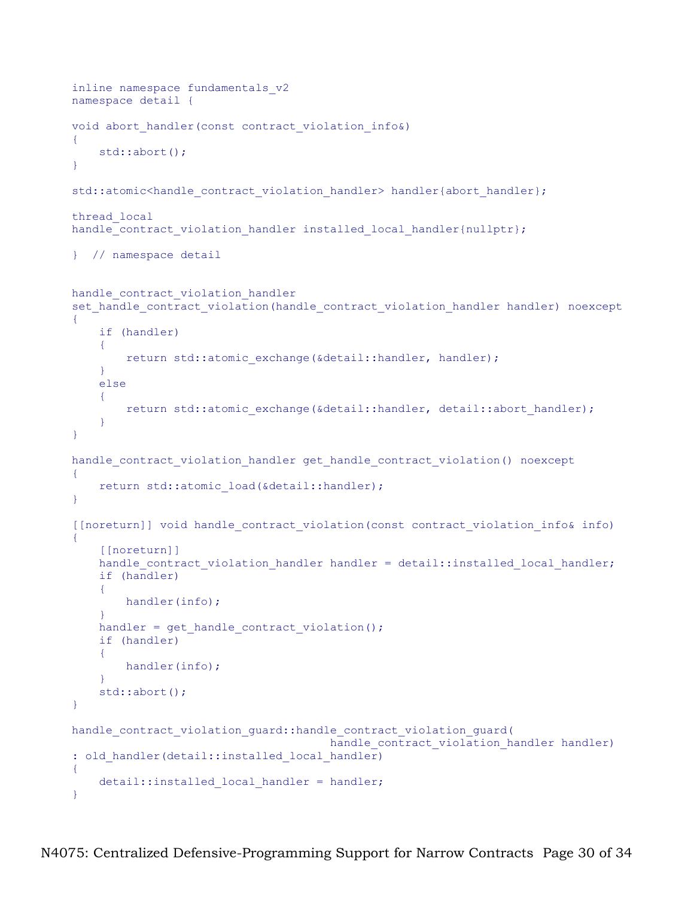```
inline namespace fundamentals_v2
namespace detail {

void abort_handler(const contract_violation_info&)
{
    std::abort();
}

std::atomic<handle_contract_violation_handler> handler{abort_handler};

thread_local
handle_contract_violation_handler installed_local_handler{nullptr};

}  // namespace detail


handle_contract_violation_handler
set_handle_contract_violation(handle_contract_violation_handler handler) noexcept
{
    if (handler)
    {
        return std::atomic_exchange(&detail::handler, handler);
    }
    else
    {
        return std::atomic_exchange(&detail::handler, detail::abort_handler);
    }
}

handle_contract_violation_handler get_handle_contract_violation() noexcept
{
    return std::atomic_load(&detail::handler);
}

[[noreturn]] void handle_contract_violation(const contract_violation_info& info)
{
    [[noreturn]]
    handle_contract_violation_handler handler = detail::installed_local_handler;
    if (handler)
    {
        handler(info);
    }
    handler = get_handle_contract_violation();
    if (handler)
    {
        handler(info);
    }
    std::abort();
}

handle_contract_violation_guard::handle_contract_violation_guard(
                                      handle_contract_violation_handler handler)
: old_handler(detail::installed_local_handler)
{
    detail::installed_local_handler = handler;
}
```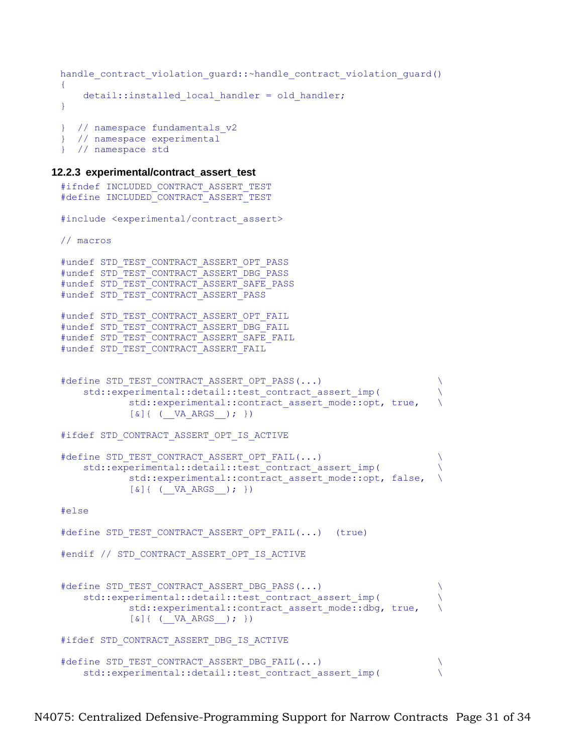```
handle_contract_violation_guard::~handle_contract_violation_guard()
{
    detail::installed_local_handler = old_handler;
}

} // namespace fundamentals_v2
} // namespace experimental
} // namespace std
```

### 12.2.3 experimental/contract_assert_test

```
#ifndef INCLUDED_CONTRACT_ASSERT_TEST
#define INCLUDED_CONTRACT_ASSERT_TEST

#include <experimental/contract_assert>

// macros

#undef STD_TEST_CONTRACT_ASSERT_OPT_PASS
#undef STD_TEST_CONTRACT_ASSERT_DBG_PASS
#undef STD_TEST_CONTRACT_ASSERT_SAFE_PASS
#undef STD_TEST_CONTRACT_ASSERT_PASS

#undef STD_TEST_CONTRACT_ASSERT_OPT_FAIL
#undef STD_TEST_CONTRACT_ASSERT_DBG_FAIL
#undef STD_TEST_CONTRACT_ASSERT_SAFE_FAIL
#undef STD_TEST_CONTRACT_ASSERT_FAIL


#define STD_TEST_CONTRACT_ASSERT_OPT_PASS(...)                      \
    std::experimental::detail::test_contract_assert_imp(            \
            std::experimental::contract_assert_mode::opt, true,     \
            [&]{ (__VA_ARGS__); })

#ifdef STD_CONTRACT_ASSERT_OPT_IS_ACTIVE

#define STD_TEST_CONTRACT_ASSERT_OPT_FAIL(...)                      \
    std::experimental::detail::test_contract_assert_imp(            \
            std::experimental::contract_assert_mode::opt, false,    \
            [&]{ (__VA_ARGS__); })

#else

#define STD_TEST_CONTRACT_ASSERT_OPT_FAIL(...)  (true)

#endif // STD_CONTRACT_ASSERT_OPT_IS_ACTIVE


#define STD_TEST_CONTRACT_ASSERT_DBG_PASS(...)                      \
    std::experimental::detail::test_contract_assert_imp(            \
            std::experimental::contract_assert_mode::dbg, true,     \
            [&]{ (__VA_ARGS__); })

#ifdef STD_CONTRACT_ASSERT_DBG_IS_ACTIVE

#define STD_TEST_CONTRACT_ASSERT_DBG_FAIL(...)                      \
    std::experimental::detail::test_contract_assert_imp(            \
```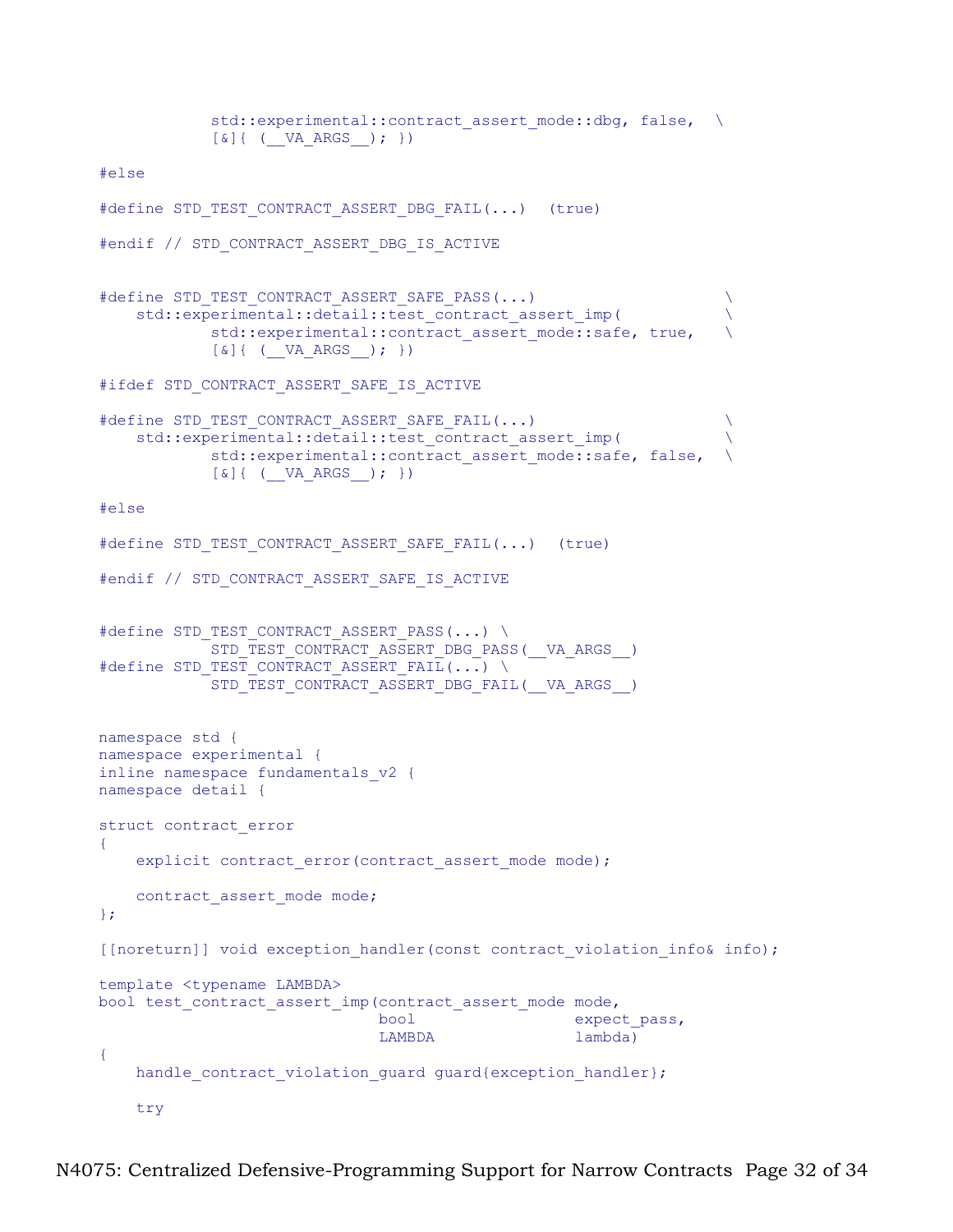```
            std::experimental::contract_assert_mode::dbg, false,  \
            [&]{ (__VA_ARGS__); })

#else

#define STD_TEST_CONTRACT_ASSERT_DBG_FAIL(...)  (true)

#endif // STD_CONTRACT_ASSERT_DBG_IS_ACTIVE


#define STD_TEST_CONTRACT_ASSERT_SAFE_PASS(...)                    \
    std::experimental::detail::test_contract_assert_imp(           \
            std::experimental::contract_assert_mode::safe, true,   \
            [&]{ (__VA_ARGS__); })

#ifdef STD_CONTRACT_ASSERT_SAFE_IS_ACTIVE

#define STD_TEST_CONTRACT_ASSERT_SAFE_FAIL(...)                    \
    std::experimental::detail::test_contract_assert_imp(           \
            std::experimental::contract_assert_mode::safe, false,  \
            [&]{ (__VA_ARGS__); })

#else

#define STD_TEST_CONTRACT_ASSERT_SAFE_FAIL(...)  (true)

#endif // STD_CONTRACT_ASSERT_SAFE_IS_ACTIVE


#define STD_TEST_CONTRACT_ASSERT_PASS(...) \
            STD_TEST_CONTRACT_ASSERT_DBG_PASS(__VA_ARGS__)
#define STD_TEST_CONTRACT_ASSERT_FAIL(...) \
            STD_TEST_CONTRACT_ASSERT_DBG_FAIL(__VA_ARGS__)


namespace std {
namespace experimental {
inline namespace fundamentals_v2 {
namespace detail {

struct contract_error
{
    explicit contract_error(contract_assert_mode mode);

    contract_assert_mode mode;
};

[[noreturn]] void exception_handler(const contract_violation_info& info);

template <typename LAMBDA>
bool test_contract_assert_imp(contract_assert_mode mode,
                              bool                 expect_pass,
                              LAMBDA               lambda)
{
    handle_contract_violation_guard guard{exception_handler};

    try
```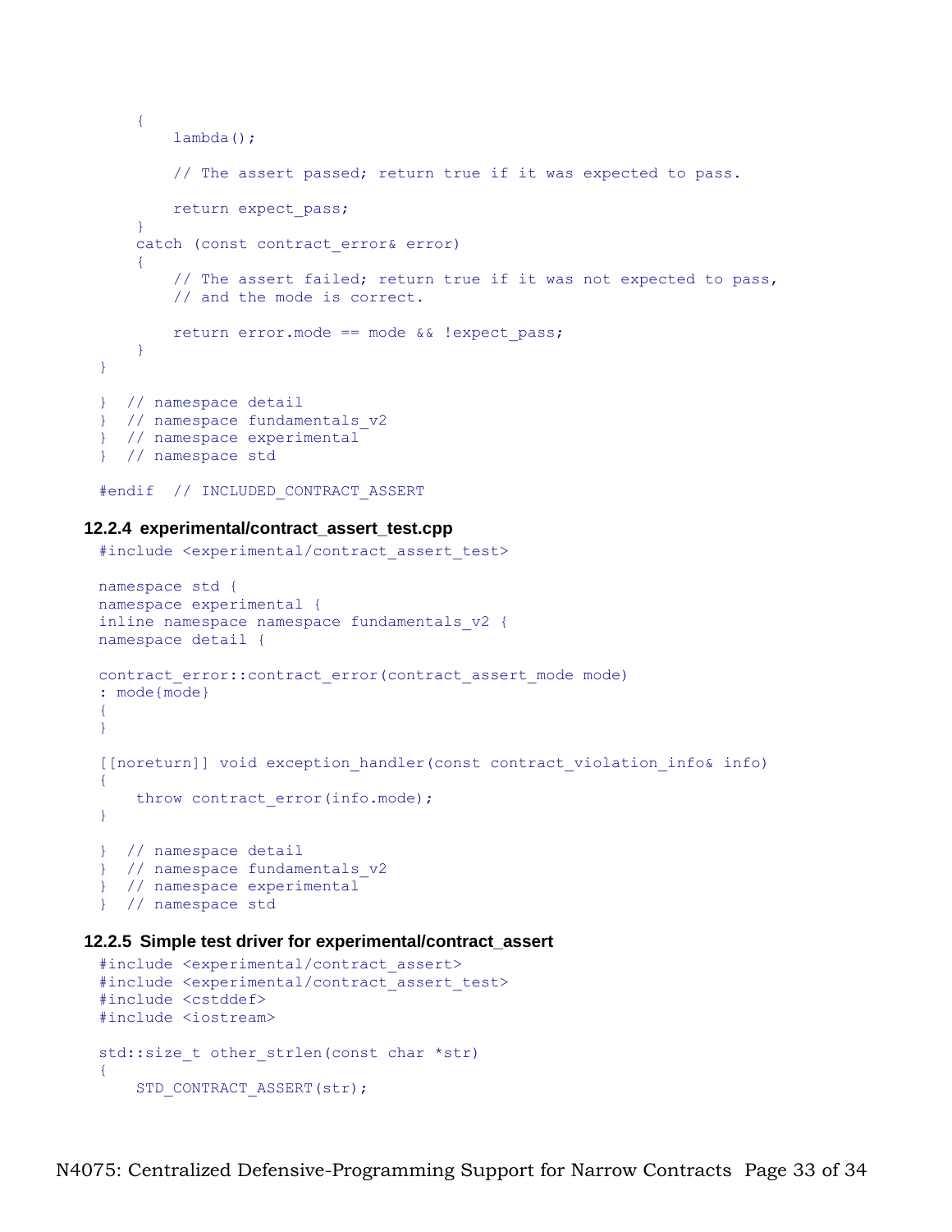```
    {
        lambda();

        // The assert passed; return true if it was expected to pass.

        return expect_pass;
    }
    catch (const contract_error& error)
    {
        // The assert failed; return true if it was not expected to pass,
        // and the mode is correct.

        return error.mode == mode && !expect_pass;
    }
}

}  // namespace detail
}  // namespace fundamentals_v2
}  // namespace experimental
}  // namespace std

#endif  // INCLUDED_CONTRACT_ASSERT
```

#### 12.2.4 experimental/contract_assert_test.cpp

```
#include <experimental/contract_assert_test>

namespace std {
namespace experimental {
inline namespace namespace fundamentals_v2 {
namespace detail {

contract_error::contract_error(contract_assert_mode mode)
: mode{mode}
{
}

[[noreturn]] void exception_handler(const contract_violation_info& info)
{
    throw contract_error(info.mode);
}

}  // namespace detail
}  // namespace fundamentals_v2
}  // namespace experimental
}  // namespace std
```

#### 12.2.5 Simple test driver for experimental/contract_assert

```
#include <experimental/contract_assert>
#include <experimental/contract_assert_test>
#include <cstddef>
#include <iostream>

std::size_t other_strlen(const char *str)
{
    STD_CONTRACT_ASSERT(str);
```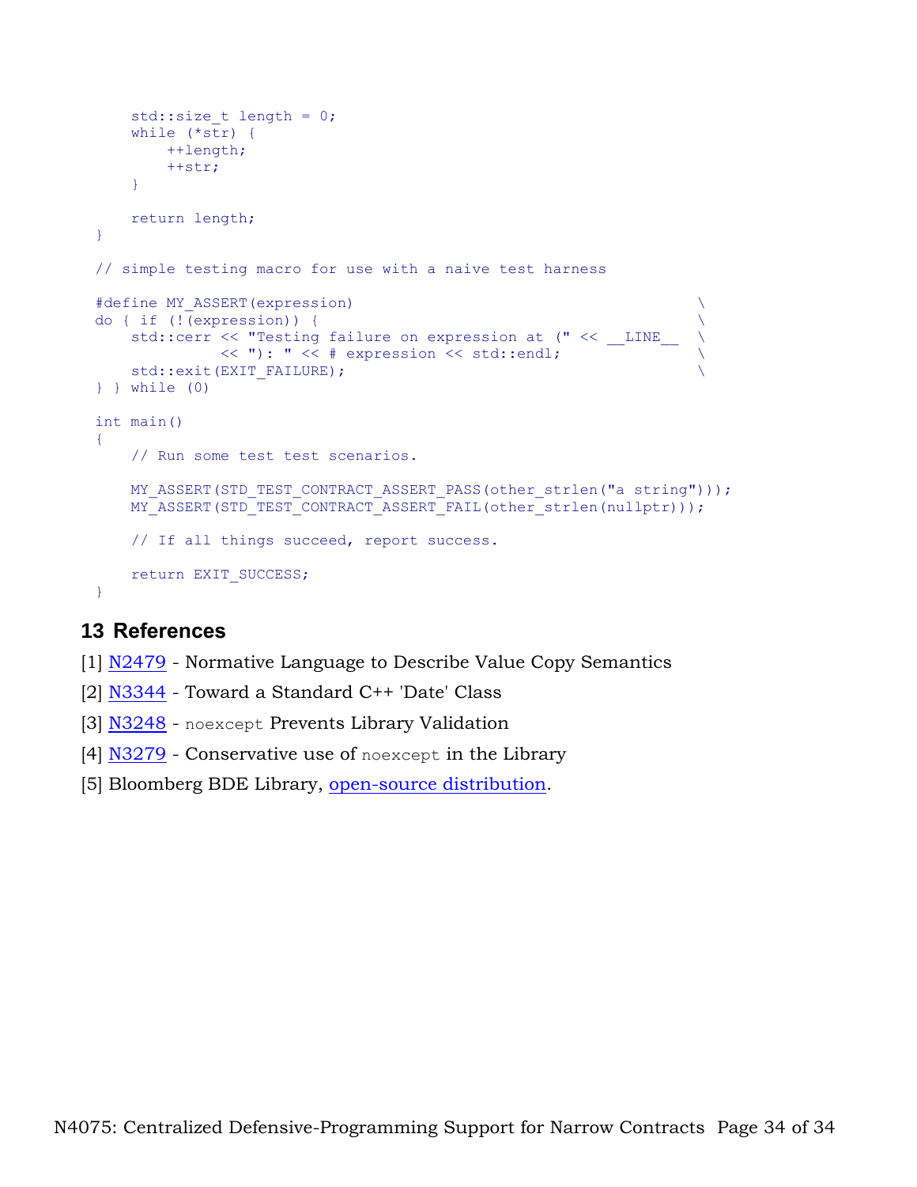```
    std::size_t length = 0;
    while (*str) {
        ++length;
        ++str;
    }

    return length;
}

// simple testing macro for use with a naive test harness

#define MY_ASSERT(expression)                                        \
do { if (!(expression)) {                                            \
    std::cerr << "Testing failure on expression at (" << __LINE__  \
              << "): " << # expression << std::endl;               \
    std::exit(EXIT_FAILURE);                                         \
} } while (0)

int main()
{
    // Run some test test scenarios.

    MY_ASSERT(STD_TEST_CONTRACT_ASSERT_PASS(other_strlen("a string")));
    MY_ASSERT(STD_TEST_CONTRACT_ASSERT_FAIL(other_strlen(nullptr)));

    // If all things succeed, report success.

    return EXIT_SUCCESS;
}
```

## 13 References

[1] N2479 - Normative Language to Describe Value Copy Semantics

[2] N3344 - Toward a Standard C++ 'Date' Class

[3] N3248 - `noexcept` Prevents Library Validation

[4] N3279 - Conservative use of `noexcept` in the Library

[5] Bloomberg BDE Library, open-source distribution.